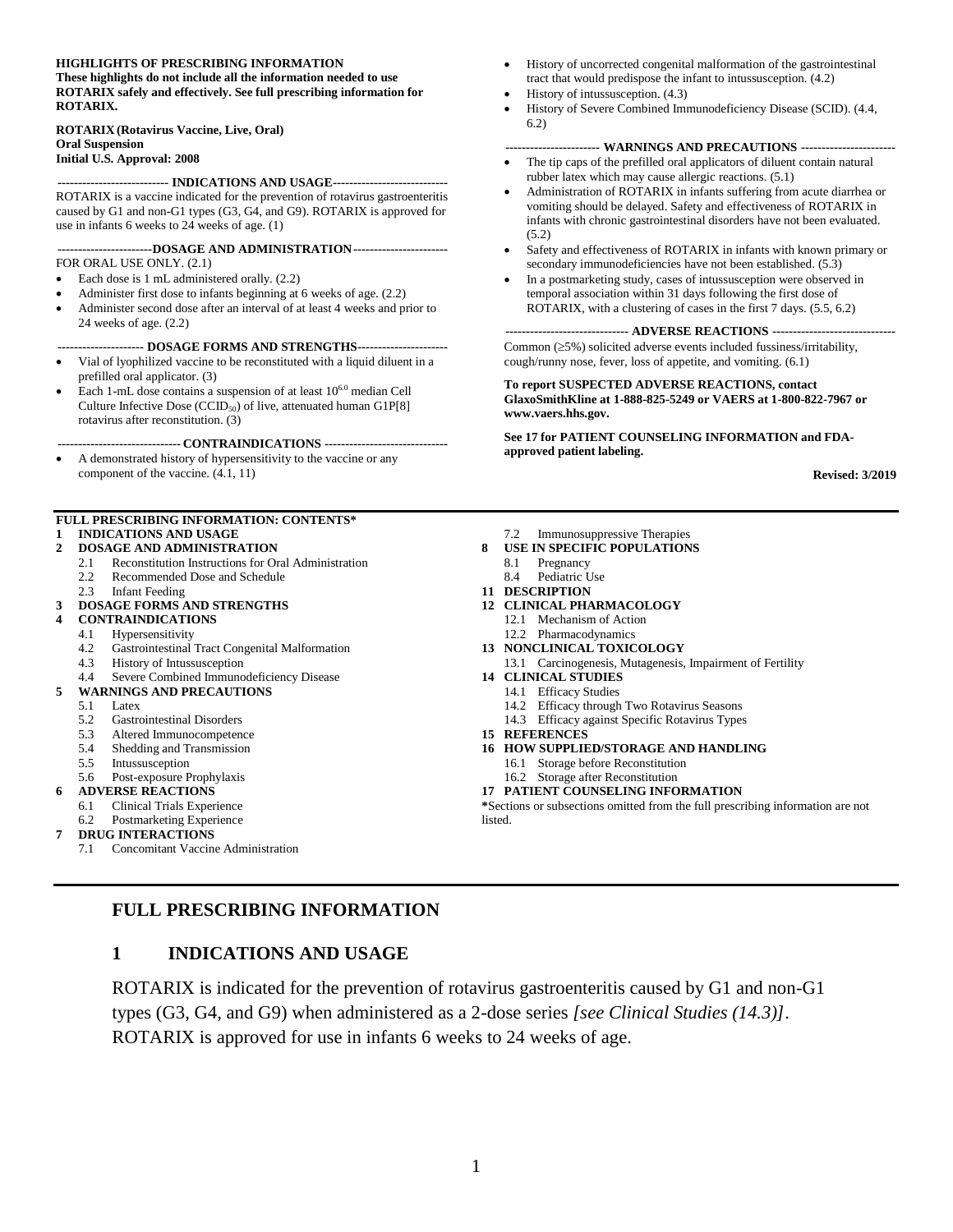**HIGHLIGHTS OF PRESCRIBING INFORMATION**
**These highlights do not include all the information needed to use ROTARIX safely and effectively. See full prescribing information for ROTARIX.**

**ROTARIX (Rotavirus Vaccine, Live, Oral)**
**Oral Suspension**
**Initial U.S. Approval: 2008**

**INDICATIONS AND USAGE**

ROTARIX is a vaccine indicated for the prevention of rotavirus gastroenteritis caused by G1 and non-G1 types (G3, G4, and G9). ROTARIX is approved for use in infants 6 weeks to 24 weeks of age. (1)

**DOSAGE AND ADMINISTRATION**

FOR ORAL USE ONLY. (2.1)

- Each dose is 1 mL administered orally. (2.2)
- Administer first dose to infants beginning at 6 weeks of age. (2.2)
- Administer second dose after an interval of at least 4 weeks and prior to 24 weeks of age. (2.2)

**DOSAGE FORMS AND STRENGTHS**

- Vial of lyophilized vaccine to be reconstituted with a liquid diluent in a prefilled oral applicator. (3)
- Each 1-mL dose contains a suspension of at least $10^{6.0}$ median Cell Culture Infective Dose ($CCID_{50}$) of live, attenuated human G1P[8] rotavirus after reconstitution. (3)

**CONTRAINDICATIONS**

- A demonstrated history of hypersensitivity to the vaccine or any component of the vaccine. (4.1, 11)
- History of uncorrected congenital malformation of the gastrointestinal tract that would predispose the infant to intussusception. (4.2)
- History of intussusception. (4.3)
- History of Severe Combined Immunodeficiency Disease (SCID). (4.4, 6.2)

**WARNINGS AND PRECAUTIONS**

- The tip caps of the prefilled oral applicators of diluent contain natural rubber latex which may cause allergic reactions. (5.1)
- Administration of ROTARIX in infants suffering from acute diarrhea or vomiting should be delayed. Safety and effectiveness of ROTARIX in infants with chronic gastrointestinal disorders have not been evaluated. (5.2)
- Safety and effectiveness of ROTARIX in infants with known primary or secondary immunodeficiencies have not been established. (5.3)
- In a postmarketing study, cases of intussusception were observed in temporal association within 31 days following the first dose of ROTARIX, with a clustering of cases in the first 7 days. (5.5, 6.2)

**ADVERSE REACTIONS**

Common (≥5%) solicited adverse events included fussiness/irritability, cough/runny nose, fever, loss of appetite, and vomiting. (6.1)

**To report SUSPECTED ADVERSE REACTIONS, contact GlaxoSmithKline at 1-888-825-5249 or VAERS at 1-800-822-7967 or www.vaers.hhs.gov.**

**See 17 for PATIENT COUNSELING INFORMATION and FDA-approved patient labeling.**

**Revised: 3/2019**

**FULL PRESCRIBING INFORMATION: CONTENTS***

**1 INDICATIONS AND USAGE**
**2 DOSAGE AND ADMINISTRATION**
- 2.1 Reconstitution Instructions for Oral Administration
- 2.2 Recommended Dose and Schedule
- 2.3 Infant Feeding

**3 DOSAGE FORMS AND STRENGTHS**
**4 CONTRAINDICATIONS**
- 4.1 Hypersensitivity
- 4.2 Gastrointestinal Tract Congenital Malformation
- 4.3 History of Intussusception
- 4.4 Severe Combined Immunodeficiency Disease

**5 WARNINGS AND PRECAUTIONS**
- 5.1 Latex
- 5.2 Gastrointestinal Disorders
- 5.3 Altered Immunocompetence
- 5.4 Shedding and Transmission
- 5.5 Intussusception
- 5.6 Post-exposure Prophylaxis

**6 ADVERSE REACTIONS**
- 6.1 Clinical Trials Experience
- 6.2 Postmarketing Experience

**7 DRUG INTERACTIONS**
- 7.1 Concomitant Vaccine Administration
- 7.2 Immunosuppressive Therapies

**8 USE IN SPECIFIC POPULATIONS**
- 8.1 Pregnancy
- 8.4 Pediatric Use

**11 DESCRIPTION**
**12 CLINICAL PHARMACOLOGY**
- 12.1 Mechanism of Action
- 12.2 Pharmacodynamics

**13 NONCLINICAL TOXICOLOGY**
- 13.1 Carcinogenesis, Mutagenesis, Impairment of Fertility

**14 CLINICAL STUDIES**
- 14.1 Efficacy Studies
- 14.2 Efficacy through Two Rotavirus Seasons
- 14.3 Efficacy against Specific Rotavirus Types

**15 REFERENCES**
**16 HOW SUPPLIED/STORAGE AND HANDLING**
- 16.1 Storage before Reconstitution
- 16.2 Storage after Reconstitution

**17 PATIENT COUNSELING INFORMATION**

*Sections or subsections omitted from the full prescribing information are not listed.

# FULL PRESCRIBING INFORMATION

## 1 INDICATIONS AND USAGE

ROTARIX is indicated for the prevention of rotavirus gastroenteritis caused by G1 and non-G1 types (G3, G4, and G9) when administered as a 2-dose series *[see Clinical Studies (14.3)]*. ROTARIX is approved for use in infants 6 weeks to 24 weeks of age.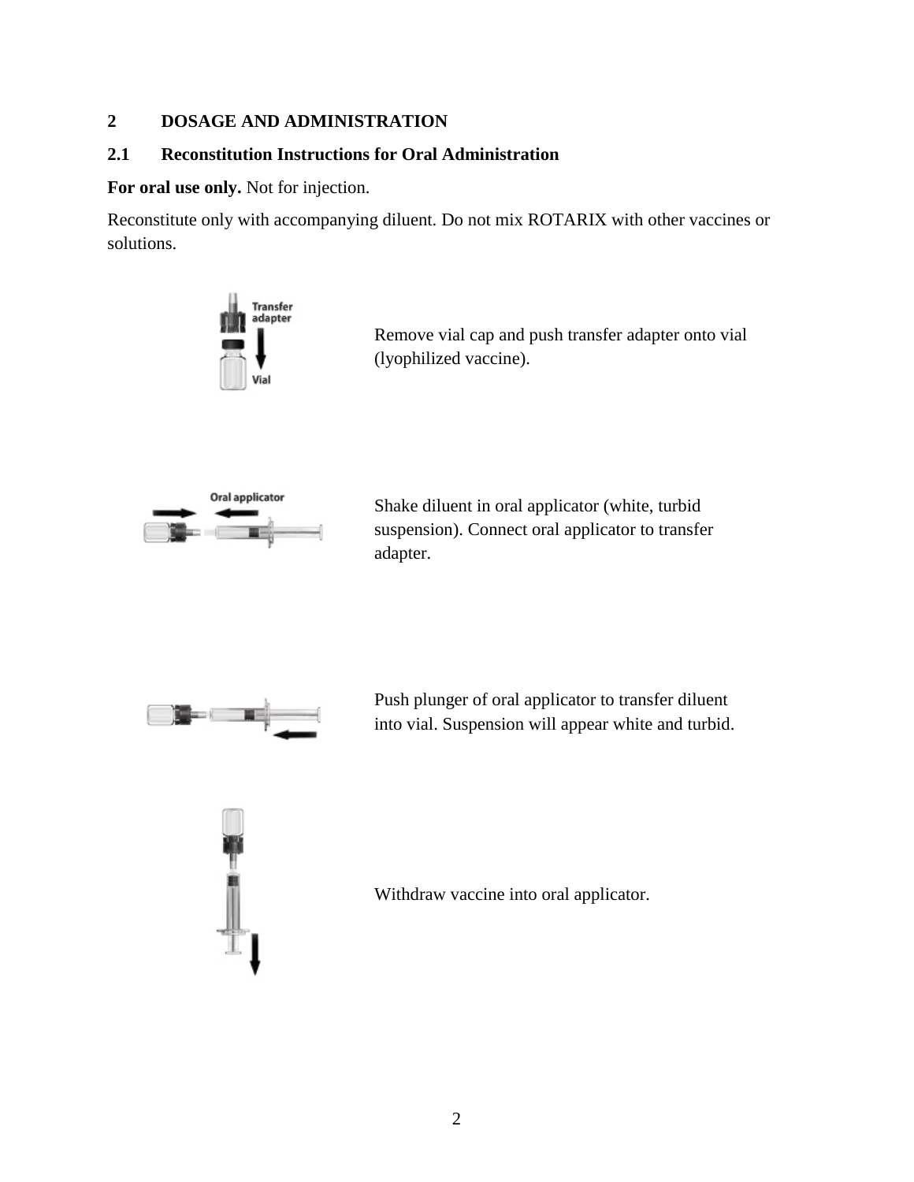# 2 DOSAGE AND ADMINISTRATION

## 2.1 Reconstitution Instructions for Oral Administration

**For oral use only.** Not for injection.

Reconstitute only with accompanying diluent. Do not mix ROTARIX with other vaccines or solutions.

Remove vial cap and push transfer adapter onto vial (lyophilized vaccine).

Shake diluent in oral applicator (white, turbid suspension). Connect oral applicator to transfer adapter.

Push plunger of oral applicator to transfer diluent into vial. Suspension will appear white and turbid.

Withdraw vaccine into oral applicator.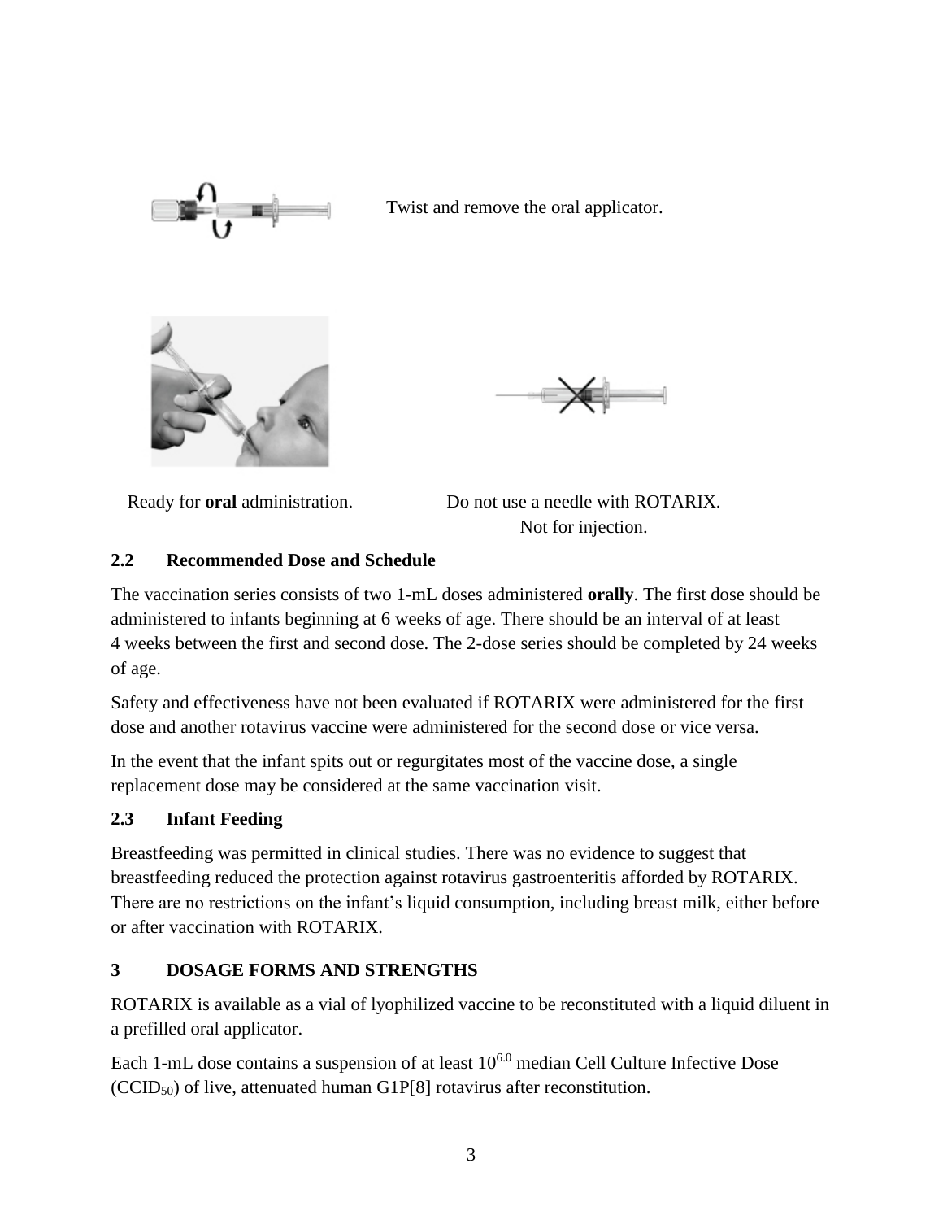Twist and remove the oral applicator.

Ready for **oral** administration.

Do not use a needle with ROTARIX. Not for injection.

### 2.2 Recommended Dose and Schedule

The vaccination series consists of two 1-mL doses administered **orally**. The first dose should be administered to infants beginning at 6 weeks of age. There should be an interval of at least 4 weeks between the first and second dose. The 2-dose series should be completed by 24 weeks of age.

Safety and effectiveness have not been evaluated if ROTARIX were administered for the first dose and another rotavirus vaccine were administered for the second dose or vice versa.

In the event that the infant spits out or regurgitates most of the vaccine dose, a single replacement dose may be considered at the same vaccination visit.

### 2.3 Infant Feeding

Breastfeeding was permitted in clinical studies. There was no evidence to suggest that breastfeeding reduced the protection against rotavirus gastroenteritis afforded by ROTARIX. There are no restrictions on the infant's liquid consumption, including breast milk, either before or after vaccination with ROTARIX.

## 3 DOSAGE FORMS AND STRENGTHS

ROTARIX is available as a vial of lyophilized vaccine to be reconstituted with a liquid diluent in a prefilled oral applicator.

Each 1-mL dose contains a suspension of at least $10^{6.0}$ median Cell Culture Infective Dose ($CCID_{50}$) of live, attenuated human G1P[8] rotavirus after reconstitution.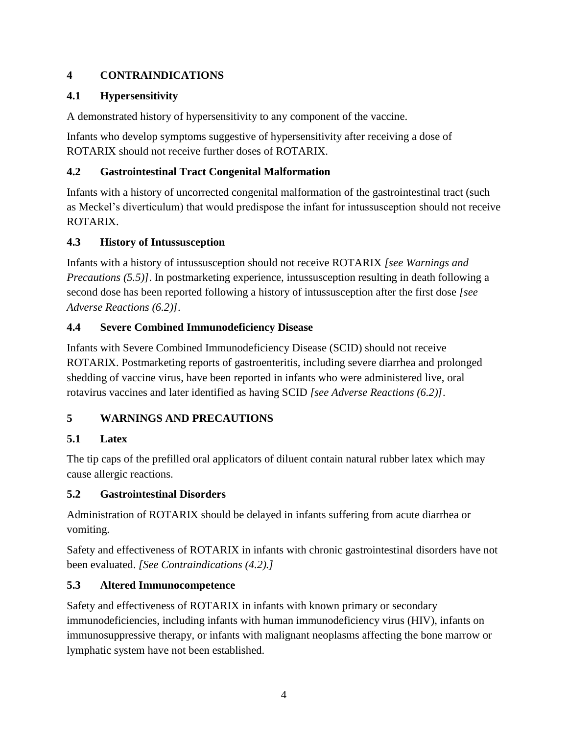## 4 CONTRAINDICATIONS

### 4.1 Hypersensitivity

A demonstrated history of hypersensitivity to any component of the vaccine.

Infants who develop symptoms suggestive of hypersensitivity after receiving a dose of ROTARIX should not receive further doses of ROTARIX.

### 4.2 Gastrointestinal Tract Congenital Malformation

Infants with a history of uncorrected congenital malformation of the gastrointestinal tract (such as Meckel's diverticulum) that would predispose the infant for intussusception should not receive ROTARIX.

### 4.3 History of Intussusception

Infants with a history of intussusception should not receive ROTARIX *[see Warnings and Precautions (5.5)]*. In postmarketing experience, intussusception resulting in death following a second dose has been reported following a history of intussusception after the first dose *[see Adverse Reactions (6.2)]*.

### 4.4 Severe Combined Immunodeficiency Disease

Infants with Severe Combined Immunodeficiency Disease (SCID) should not receive ROTARIX. Postmarketing reports of gastroenteritis, including severe diarrhea and prolonged shedding of vaccine virus, have been reported in infants who were administered live, oral rotavirus vaccines and later identified as having SCID *[see Adverse Reactions (6.2)]*.

## 5 WARNINGS AND PRECAUTIONS

### 5.1 Latex

The tip caps of the prefilled oral applicators of diluent contain natural rubber latex which may cause allergic reactions.

### 5.2 Gastrointestinal Disorders

Administration of ROTARIX should be delayed in infants suffering from acute diarrhea or vomiting.

Safety and effectiveness of ROTARIX in infants with chronic gastrointestinal disorders have not been evaluated. *[See Contraindications (4.2).]*

### 5.3 Altered Immunocompetence

Safety and effectiveness of ROTARIX in infants with known primary or secondary immunodeficiencies, including infants with human immunodeficiency virus (HIV), infants on immunosuppressive therapy, or infants with malignant neoplasms affecting the bone marrow or lymphatic system have not been established.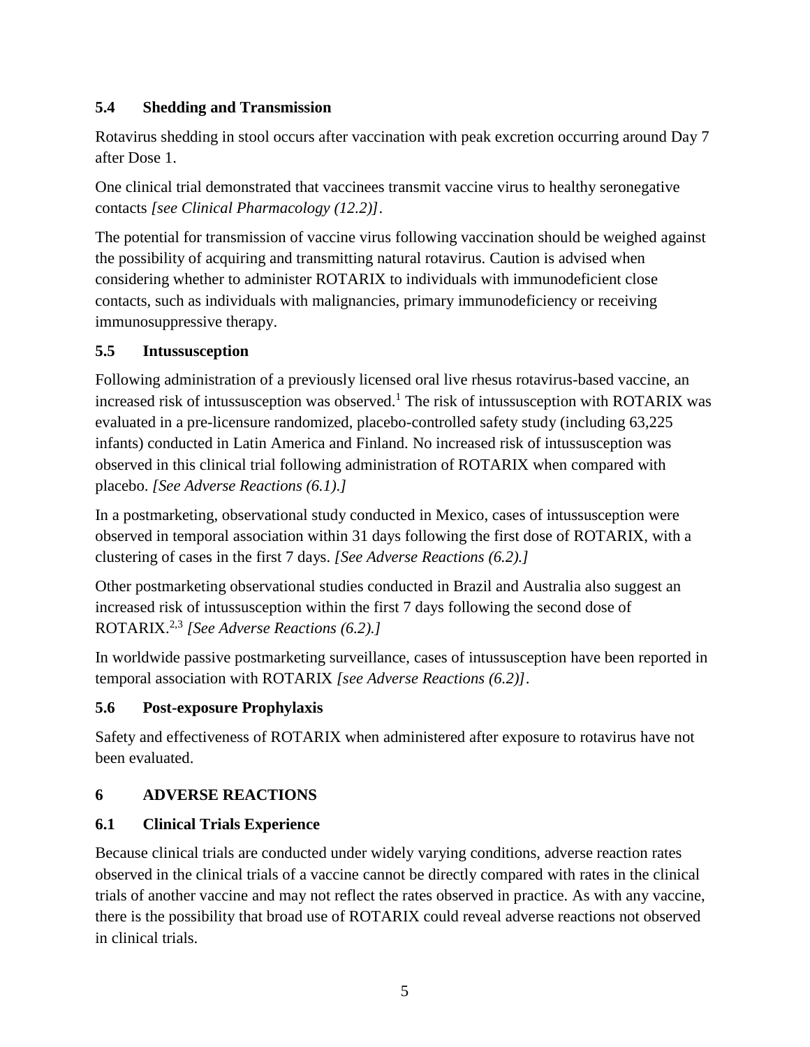### 5.4 Shedding and Transmission

Rotavirus shedding in stool occurs after vaccination with peak excretion occurring around Day 7 after Dose 1.

One clinical trial demonstrated that vaccinees transmit vaccine virus to healthy seronegative contacts *[see Clinical Pharmacology (12.2)]*.

The potential for transmission of vaccine virus following vaccination should be weighed against the possibility of acquiring and transmitting natural rotavirus. Caution is advised when considering whether to administer ROTARIX to individuals with immunodeficient close contacts, such as individuals with malignancies, primary immunodeficiency or receiving immunosuppressive therapy.

### 5.5 Intussusception

Following administration of a previously licensed oral live rhesus rotavirus-based vaccine, an increased risk of intussusception was observed.[1] The risk of intussusception with ROTARIX was evaluated in a pre-licensure randomized, placebo-controlled safety study (including 63,225 infants) conducted in Latin America and Finland. No increased risk of intussusception was observed in this clinical trial following administration of ROTARIX when compared with placebo. *[See Adverse Reactions (6.1).]*

In a postmarketing, observational study conducted in Mexico, cases of intussusception were observed in temporal association within 31 days following the first dose of ROTARIX, with a clustering of cases in the first 7 days. *[See Adverse Reactions (6.2).]*

Other postmarketing observational studies conducted in Brazil and Australia also suggest an increased risk of intussusception within the first 7 days following the second dose of ROTARIX.[2,3] *[See Adverse Reactions (6.2).]*

In worldwide passive postmarketing surveillance, cases of intussusception have been reported in temporal association with ROTARIX *[see Adverse Reactions (6.2)]*.

### 5.6 Post-exposure Prophylaxis

Safety and effectiveness of ROTARIX when administered after exposure to rotavirus have not been evaluated.

## 6 ADVERSE REACTIONS

### 6.1 Clinical Trials Experience

Because clinical trials are conducted under widely varying conditions, adverse reaction rates observed in the clinical trials of a vaccine cannot be directly compared with rates in the clinical trials of another vaccine and may not reflect the rates observed in practice. As with any vaccine, there is the possibility that broad use of ROTARIX could reveal adverse reactions not observed in clinical trials.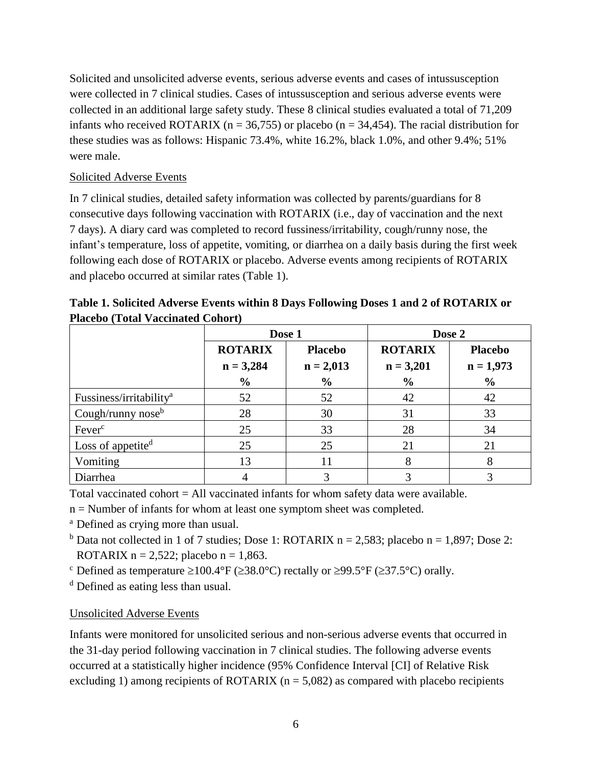Solicited and unsolicited adverse events, serious adverse events and cases of intussusception were collected in 7 clinical studies. Cases of intussusception and serious adverse events were collected in an additional large safety study. These 8 clinical studies evaluated a total of 71,209 infants who received ROTARIX (n = 36,755) or placebo (n = 34,454). The racial distribution for these studies was as follows: Hispanic 73.4%, white 16.2%, black 1.0%, and other 9.4%; 51% were male.

Solicited Adverse Events

In 7 clinical studies, detailed safety information was collected by parents/guardians for 8 consecutive days following vaccination with ROTARIX (i.e., day of vaccination and the next 7 days). A diary card was completed to record fussiness/irritability, cough/runny nose, the infant's temperature, loss of appetite, vomiting, or diarrhea on a daily basis during the first week following each dose of ROTARIX or placebo. Adverse events among recipients of ROTARIX and placebo occurred at similar rates (Table 1).

**Table 1. Solicited Adverse Events within 8 Days Following Doses 1 and 2 of ROTARIX or Placebo (Total Vaccinated Cohort)**

| | Dose 1 | | Dose 2 | |
|---|---|---|---|---|
| | **ROTARIX** **n = 3,284** **%** | **Placebo** **n = 2,013** **%** | **ROTARIX** **n = 3,201** **%** | **Placebo** **n = 1,973** **%** |
| Fussiness/irritability[a] | 52 | 52 | 42 | 42 |
| Cough/runny nose[b] | 28 | 30 | 31 | 33 |
| Fever[c] | 25 | 33 | 28 | 34 |
| Loss of appetite[d] | 25 | 25 | 21 | 21 |
| Vomiting | 13 | 11 | 8 | 8 |
| Diarrhea | 4 | 3 | 3 | 3 |

Total vaccinated cohort = All vaccinated infants for whom safety data were available.

n = Number of infants for whom at least one symptom sheet was completed.

[a] Defined as crying more than usual.

[b] Data not collected in 1 of 7 studies; Dose 1: ROTARIX n = 2,583; placebo n = 1,897; Dose 2: ROTARIX n = 2,522; placebo n = 1,863.

[c] Defined as temperature ≥100.4°F (≥38.0°C) rectally or ≥99.5°F (≥37.5°C) orally.

[d] Defined as eating less than usual.

Unsolicited Adverse Events

Infants were monitored for unsolicited serious and non-serious adverse events that occurred in the 31-day period following vaccination in 7 clinical studies. The following adverse events occurred at a statistically higher incidence (95% Confidence Interval [CI] of Relative Risk excluding 1) among recipients of ROTARIX (n = 5,082) as compared with placebo recipients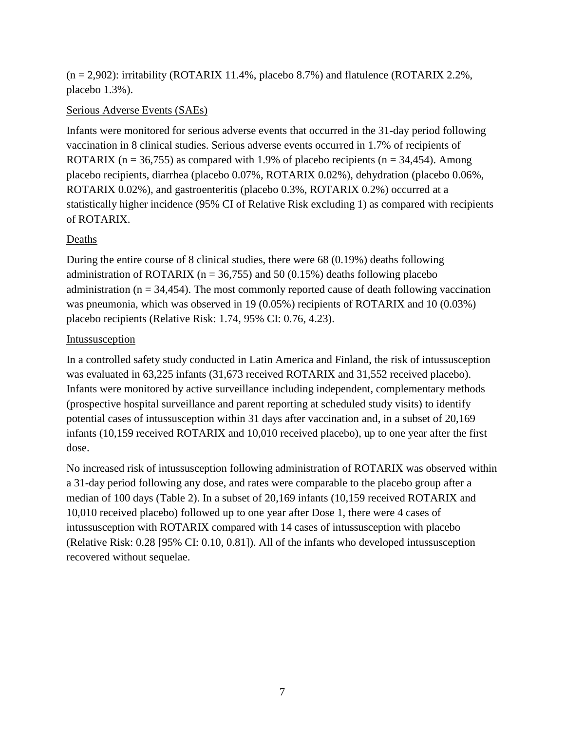(n = 2,902): irritability (ROTARIX 11.4%, placebo 8.7%) and flatulence (ROTARIX 2.2%, placebo 1.3%).

Serious Adverse Events (SAEs)

Infants were monitored for serious adverse events that occurred in the 31-day period following vaccination in 8 clinical studies. Serious adverse events occurred in 1.7% of recipients of ROTARIX (n = 36,755) as compared with 1.9% of placebo recipients (n = 34,454). Among placebo recipients, diarrhea (placebo 0.07%, ROTARIX 0.02%), dehydration (placebo 0.06%, ROTARIX 0.02%), and gastroenteritis (placebo 0.3%, ROTARIX 0.2%) occurred at a statistically higher incidence (95% CI of Relative Risk excluding 1) as compared with recipients of ROTARIX.

Deaths

During the entire course of 8 clinical studies, there were 68 (0.19%) deaths following administration of ROTARIX (n = 36,755) and 50 (0.15%) deaths following placebo administration (n = 34,454). The most commonly reported cause of death following vaccination was pneumonia, which was observed in 19 (0.05%) recipients of ROTARIX and 10 (0.03%) placebo recipients (Relative Risk: 1.74, 95% CI: 0.76, 4.23).

Intussusception

In a controlled safety study conducted in Latin America and Finland, the risk of intussusception was evaluated in 63,225 infants (31,673 received ROTARIX and 31,552 received placebo). Infants were monitored by active surveillance including independent, complementary methods (prospective hospital surveillance and parent reporting at scheduled study visits) to identify potential cases of intussusception within 31 days after vaccination and, in a subset of 20,169 infants (10,159 received ROTARIX and 10,010 received placebo), up to one year after the first dose.

No increased risk of intussusception following administration of ROTARIX was observed within a 31-day period following any dose, and rates were comparable to the placebo group after a median of 100 days (Table 2). In a subset of 20,169 infants (10,159 received ROTARIX and 10,010 received placebo) followed up to one year after Dose 1, there were 4 cases of intussusception with ROTARIX compared with 14 cases of intussusception with placebo (Relative Risk: 0.28 [95% CI: 0.10, 0.81]). All of the infants who developed intussusception recovered without sequelae.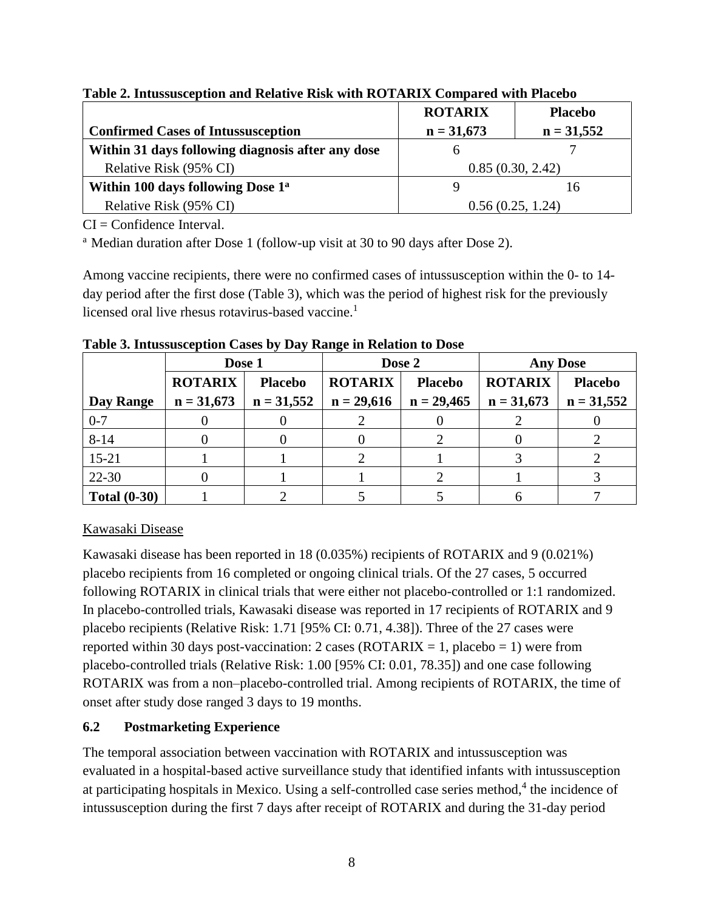**Table 2. Intussusception and Relative Risk with ROTARIX Compared with Placebo**

| Confirmed Cases of Intussusception | ROTARIX n = 31,673 | Placebo n = 31,552 |
|---|---|---|
| **Within 31 days following diagnosis after any dose** | 6 | 7 |
| Relative Risk (95% CI) | 0.85 (0.30, 2.42) | |
| **Within 100 days following Dose 1[a]** | 9 | 16 |
| Relative Risk (95% CI) | 0.56 (0.25, 1.24) | |

CI = Confidence Interval.

[a] Median duration after Dose 1 (follow-up visit at 30 to 90 days after Dose 2).

Among vaccine recipients, there were no confirmed cases of intussusception within the 0- to 14-day period after the first dose (Table 3), which was the period of highest risk for the previously licensed oral live rhesus rotavirus-based vaccine.[1]

**Table 3. Intussusception Cases by Day Range in Relation to Dose**

| | Dose 1 | | Dose 2 | | Any Dose | |
|---|---|---|---|---|---|---|
| | ROTARIX | Placebo | ROTARIX | Placebo | ROTARIX | Placebo |
| **Day Range** | n = 31,673 | n = 31,552 | n = 29,616 | n = 29,465 | n = 31,673 | n = 31,552 |
| 0-7 | 0 | 0 | 2 | 0 | 2 | 0 |
| 8-14 | 0 | 0 | 0 | 2 | 0 | 2 |
| 15-21 | 1 | 1 | 2 | 1 | 3 | 2 |
| 22-30 | 0 | 1 | 1 | 2 | 1 | 3 |
| **Total (0-30)** | 1 | 2 | 5 | 5 | 6 | 7 |

Kawasaki Disease

Kawasaki disease has been reported in 18 (0.035%) recipients of ROTARIX and 9 (0.021%) placebo recipients from 16 completed or ongoing clinical trials. Of the 27 cases, 5 occurred following ROTARIX in clinical trials that were either not placebo-controlled or 1:1 randomized. In placebo-controlled trials, Kawasaki disease was reported in 17 recipients of ROTARIX and 9 placebo recipients (Relative Risk: 1.71 [95% CI: 0.71, 4.38]). Three of the 27 cases were reported within 30 days post-vaccination: 2 cases (ROTARIX = 1, placebo = 1) were from placebo-controlled trials (Relative Risk: 1.00 [95% CI: 0.01, 78.35]) and one case following ROTARIX was from a non–placebo-controlled trial. Among recipients of ROTARIX, the time of onset after study dose ranged 3 days to 19 months.

## 6.2 Postmarketing Experience

The temporal association between vaccination with ROTARIX and intussusception was evaluated in a hospital-based active surveillance study that identified infants with intussusception at participating hospitals in Mexico. Using a self-controlled case series method,[4] the incidence of intussusception during the first 7 days after receipt of ROTARIX and during the 31-day period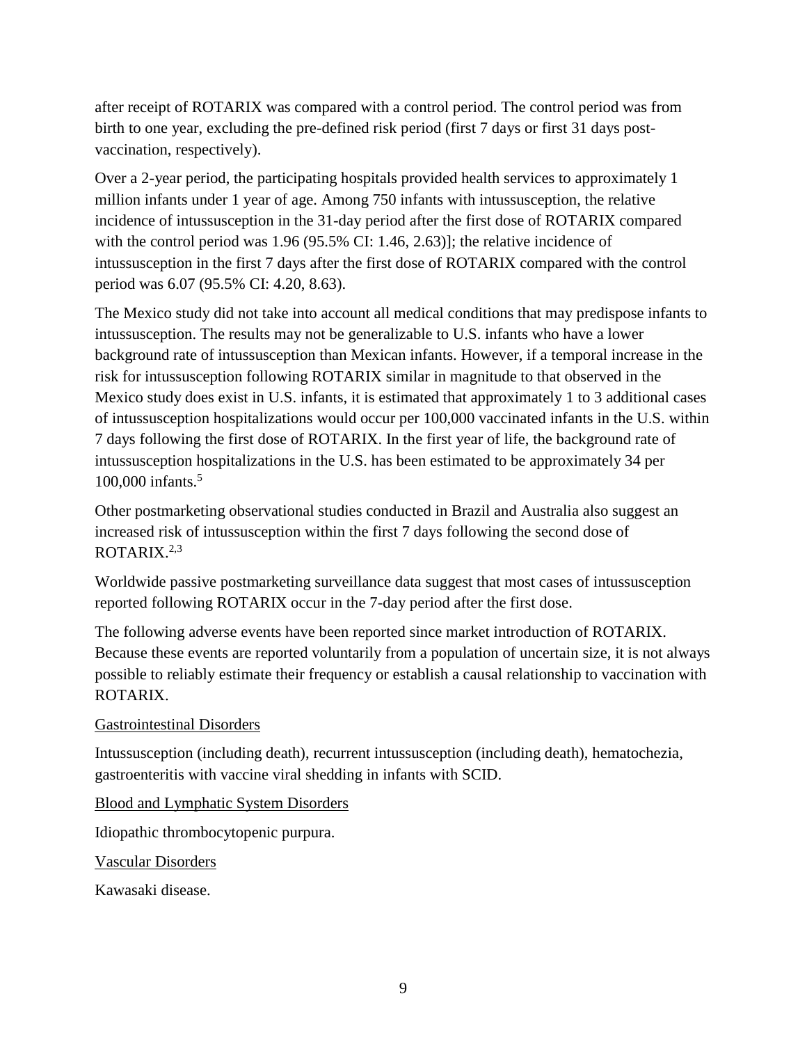after receipt of ROTARIX was compared with a control period. The control period was from birth to one year, excluding the pre-defined risk period (first 7 days or first 31 days post-vaccination, respectively).

Over a 2-year period, the participating hospitals provided health services to approximately 1 million infants under 1 year of age. Among 750 infants with intussusception, the relative incidence of intussusception in the 31-day period after the first dose of ROTARIX compared with the control period was 1.96 (95.5% CI: 1.46, 2.63)]; the relative incidence of intussusception in the first 7 days after the first dose of ROTARIX compared with the control period was 6.07 (95.5% CI: 4.20, 8.63).

The Mexico study did not take into account all medical conditions that may predispose infants to intussusception. The results may not be generalizable to U.S. infants who have a lower background rate of intussusception than Mexican infants. However, if a temporal increase in the risk for intussusception following ROTARIX similar in magnitude to that observed in the Mexico study does exist in U.S. infants, it is estimated that approximately 1 to 3 additional cases of intussusception hospitalizations would occur per 100,000 vaccinated infants in the U.S. within 7 days following the first dose of ROTARIX. In the first year of life, the background rate of intussusception hospitalizations in the U.S. has been estimated to be approximately 34 per 100,000 infants.[5]

Other postmarketing observational studies conducted in Brazil and Australia also suggest an increased risk of intussusception within the first 7 days following the second dose of ROTARIX.[2,3]

Worldwide passive postmarketing surveillance data suggest that most cases of intussusception reported following ROTARIX occur in the 7-day period after the first dose.

The following adverse events have been reported since market introduction of ROTARIX. Because these events are reported voluntarily from a population of uncertain size, it is not always possible to reliably estimate their frequency or establish a causal relationship to vaccination with ROTARIX.

Gastrointestinal Disorders

Intussusception (including death), recurrent intussusception (including death), hematochezia, gastroenteritis with vaccine viral shedding in infants with SCID.

Blood and Lymphatic System Disorders

Idiopathic thrombocytopenic purpura.

Vascular Disorders

Kawasaki disease.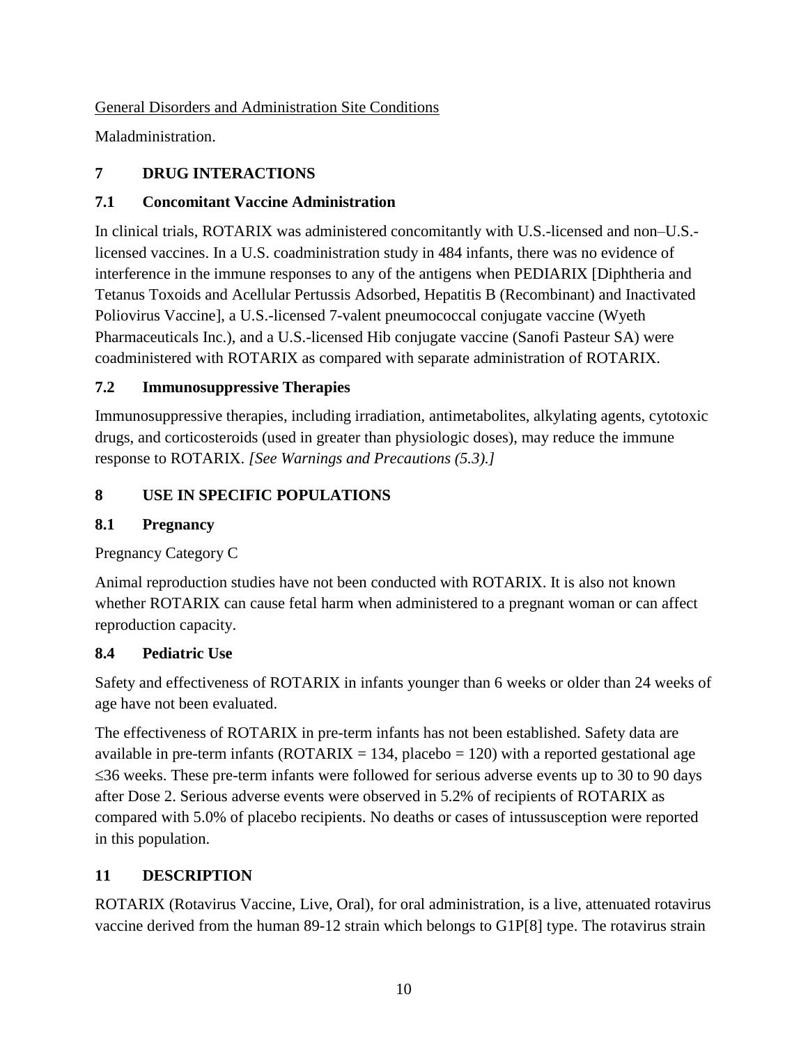General Disorders and Administration Site Conditions

Maladministration.

## 7 DRUG INTERACTIONS

### 7.1 Concomitant Vaccine Administration

In clinical trials, ROTARIX was administered concomitantly with U.S.-licensed and non–U.S.-licensed vaccines. In a U.S. coadministration study in 484 infants, there was no evidence of interference in the immune responses to any of the antigens when PEDIARIX [Diphtheria and Tetanus Toxoids and Acellular Pertussis Adsorbed, Hepatitis B (Recombinant) and Inactivated Poliovirus Vaccine], a U.S.-licensed 7-valent pneumococcal conjugate vaccine (Wyeth Pharmaceuticals Inc.), and a U.S.-licensed Hib conjugate vaccine (Sanofi Pasteur SA) were coadministered with ROTARIX as compared with separate administration of ROTARIX.

### 7.2 Immunosuppressive Therapies

Immunosuppressive therapies, including irradiation, antimetabolites, alkylating agents, cytotoxic drugs, and corticosteroids (used in greater than physiologic doses), may reduce the immune response to ROTARIX. *[See Warnings and Precautions (5.3).]*

## 8 USE IN SPECIFIC POPULATIONS

### 8.1 Pregnancy

Pregnancy Category C

Animal reproduction studies have not been conducted with ROTARIX. It is also not known whether ROTARIX can cause fetal harm when administered to a pregnant woman or can affect reproduction capacity.

### 8.4 Pediatric Use

Safety and effectiveness of ROTARIX in infants younger than 6 weeks or older than 24 weeks of age have not been evaluated.

The effectiveness of ROTARIX in pre-term infants has not been established. Safety data are available in pre-term infants (ROTARIX = 134, placebo = 120) with a reported gestational age ≤36 weeks. These pre-term infants were followed for serious adverse events up to 30 to 90 days after Dose 2. Serious adverse events were observed in 5.2% of recipients of ROTARIX as compared with 5.0% of placebo recipients. No deaths or cases of intussusception were reported in this population.

## 11 DESCRIPTION

ROTARIX (Rotavirus Vaccine, Live, Oral), for oral administration, is a live, attenuated rotavirus vaccine derived from the human 89-12 strain which belongs to G1P[8] type. The rotavirus strain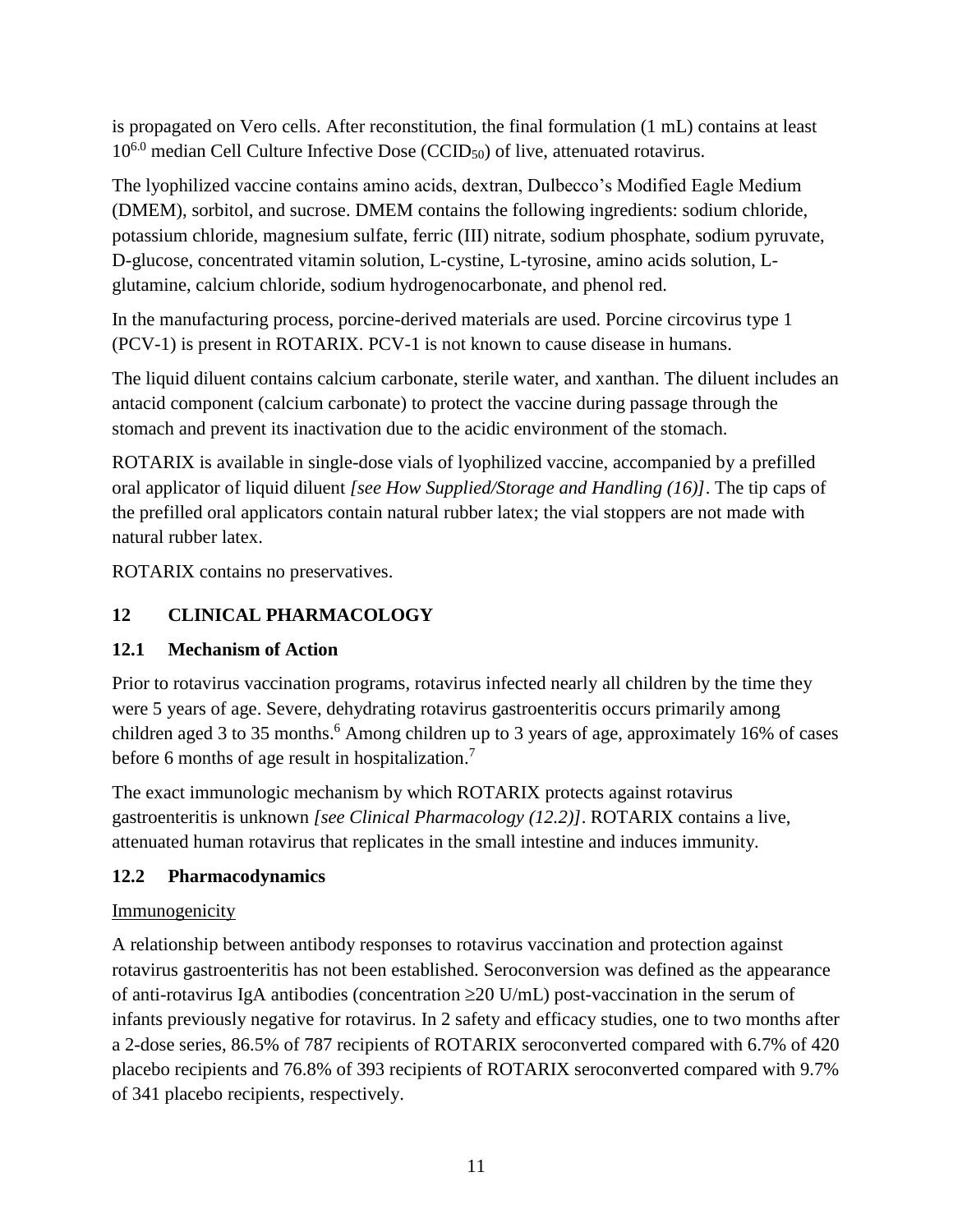is propagated on Vero cells. After reconstitution, the final formulation (1 mL) contains at least $10^{6.0}$ median Cell Culture Infective Dose ($CCID_{50}$) of live, attenuated rotavirus.

The lyophilized vaccine contains amino acids, dextran, Dulbecco's Modified Eagle Medium (DMEM), sorbitol, and sucrose. DMEM contains the following ingredients: sodium chloride, potassium chloride, magnesium sulfate, ferric (III) nitrate, sodium phosphate, sodium pyruvate, D-glucose, concentrated vitamin solution, L-cystine, L-tyrosine, amino acids solution, L-glutamine, calcium chloride, sodium hydrogenocarbonate, and phenol red.

In the manufacturing process, porcine-derived materials are used. Porcine circovirus type 1 (PCV-1) is present in ROTARIX. PCV-1 is not known to cause disease in humans.

The liquid diluent contains calcium carbonate, sterile water, and xanthan. The diluent includes an antacid component (calcium carbonate) to protect the vaccine during passage through the stomach and prevent its inactivation due to the acidic environment of the stomach.

ROTARIX is available in single-dose vials of lyophilized vaccine, accompanied by a prefilled oral applicator of liquid diluent *[see How Supplied/Storage and Handling (16)]*. The tip caps of the prefilled oral applicators contain natural rubber latex; the vial stoppers are not made with natural rubber latex.

ROTARIX contains no preservatives.

## 12 CLINICAL PHARMACOLOGY

### 12.1 Mechanism of Action

Prior to rotavirus vaccination programs, rotavirus infected nearly all children by the time they were 5 years of age. Severe, dehydrating rotavirus gastroenteritis occurs primarily among children aged 3 to 35 months.[6] Among children up to 3 years of age, approximately 16% of cases before 6 months of age result in hospitalization.[7]

The exact immunologic mechanism by which ROTARIX protects against rotavirus gastroenteritis is unknown *[see Clinical Pharmacology (12.2)]*. ROTARIX contains a live, attenuated human rotavirus that replicates in the small intestine and induces immunity.

### 12.2 Pharmacodynamics

Immunogenicity

A relationship between antibody responses to rotavirus vaccination and protection against rotavirus gastroenteritis has not been established. Seroconversion was defined as the appearance of anti-rotavirus IgA antibodies (concentration ≥20 U/mL) post-vaccination in the serum of infants previously negative for rotavirus. In 2 safety and efficacy studies, one to two months after a 2-dose series, 86.5% of 787 recipients of ROTARIX seroconverted compared with 6.7% of 420 placebo recipients and 76.8% of 393 recipients of ROTARIX seroconverted compared with 9.7% of 341 placebo recipients, respectively.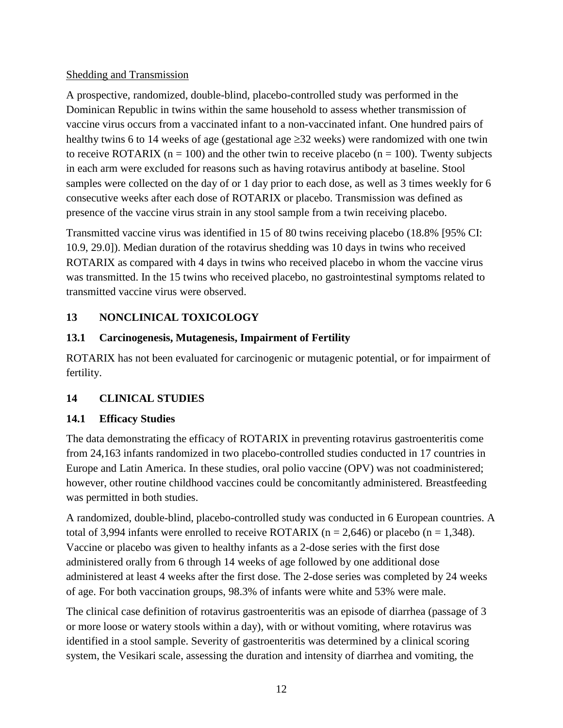Shedding and Transmission

A prospective, randomized, double-blind, placebo-controlled study was performed in the Dominican Republic in twins within the same household to assess whether transmission of vaccine virus occurs from a vaccinated infant to a non-vaccinated infant. One hundred pairs of healthy twins 6 to 14 weeks of age (gestational age ≥32 weeks) were randomized with one twin to receive ROTARIX (n = 100) and the other twin to receive placebo (n = 100). Twenty subjects in each arm were excluded for reasons such as having rotavirus antibody at baseline. Stool samples were collected on the day of or 1 day prior to each dose, as well as 3 times weekly for 6 consecutive weeks after each dose of ROTARIX or placebo. Transmission was defined as presence of the vaccine virus strain in any stool sample from a twin receiving placebo.

Transmitted vaccine virus was identified in 15 of 80 twins receiving placebo (18.8% [95% CI: 10.9, 29.0]). Median duration of the rotavirus shedding was 10 days in twins who received ROTARIX as compared with 4 days in twins who received placebo in whom the vaccine virus was transmitted. In the 15 twins who received placebo, no gastrointestinal symptoms related to transmitted vaccine virus were observed.

## 13 NONCLINICAL TOXICOLOGY

### 13.1 Carcinogenesis, Mutagenesis, Impairment of Fertility

ROTARIX has not been evaluated for carcinogenic or mutagenic potential, or for impairment of fertility.

## 14 CLINICAL STUDIES

### 14.1 Efficacy Studies

The data demonstrating the efficacy of ROTARIX in preventing rotavirus gastroenteritis come from 24,163 infants randomized in two placebo-controlled studies conducted in 17 countries in Europe and Latin America. In these studies, oral polio vaccine (OPV) was not coadministered; however, other routine childhood vaccines could be concomitantly administered. Breastfeeding was permitted in both studies.

A randomized, double-blind, placebo-controlled study was conducted in 6 European countries. A total of 3,994 infants were enrolled to receive ROTARIX (n = 2,646) or placebo (n = 1,348). Vaccine or placebo was given to healthy infants as a 2-dose series with the first dose administered orally from 6 through 14 weeks of age followed by one additional dose administered at least 4 weeks after the first dose. The 2-dose series was completed by 24 weeks of age. For both vaccination groups, 98.3% of infants were white and 53% were male.

The clinical case definition of rotavirus gastroenteritis was an episode of diarrhea (passage of 3 or more loose or watery stools within a day), with or without vomiting, where rotavirus was identified in a stool sample. Severity of gastroenteritis was determined by a clinical scoring system, the Vesikari scale, assessing the duration and intensity of diarrhea and vomiting, the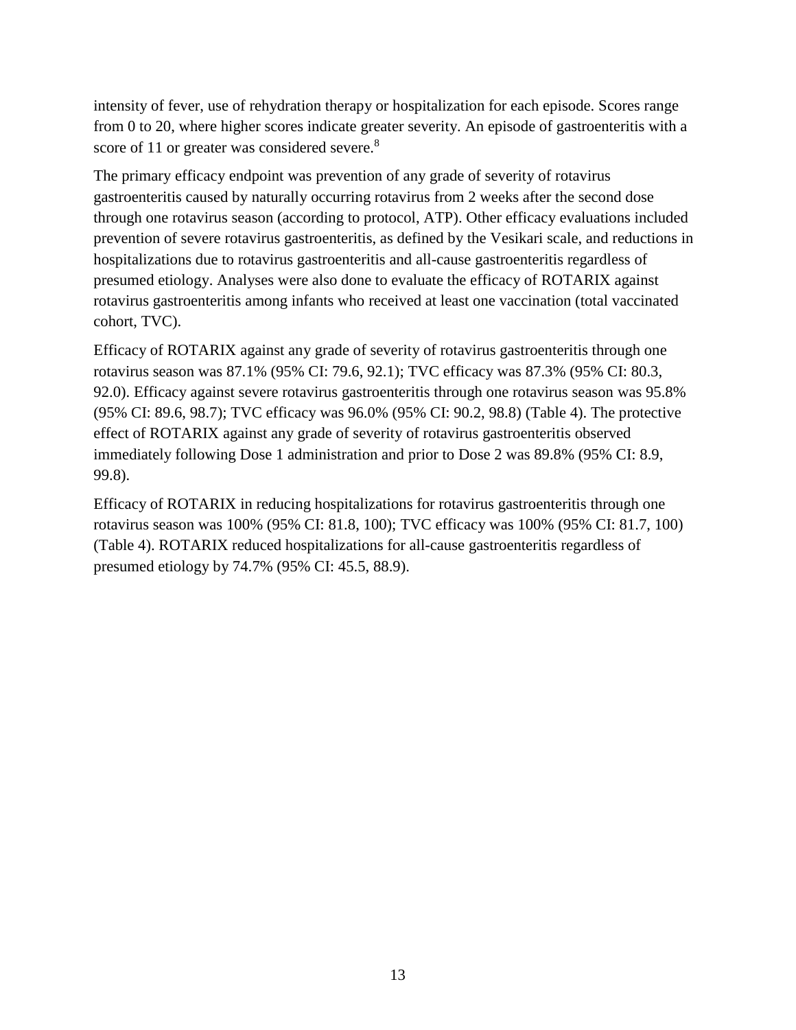intensity of fever, use of rehydration therapy or hospitalization for each episode. Scores range from 0 to 20, where higher scores indicate greater severity. An episode of gastroenteritis with a score of 11 or greater was considered severe.[8]

The primary efficacy endpoint was prevention of any grade of severity of rotavirus gastroenteritis caused by naturally occurring rotavirus from 2 weeks after the second dose through one rotavirus season (according to protocol, ATP). Other efficacy evaluations included prevention of severe rotavirus gastroenteritis, as defined by the Vesikari scale, and reductions in hospitalizations due to rotavirus gastroenteritis and all-cause gastroenteritis regardless of presumed etiology. Analyses were also done to evaluate the efficacy of ROTARIX against rotavirus gastroenteritis among infants who received at least one vaccination (total vaccinated cohort, TVC).

Efficacy of ROTARIX against any grade of severity of rotavirus gastroenteritis through one rotavirus season was 87.1% (95% CI: 79.6, 92.1); TVC efficacy was 87.3% (95% CI: 80.3, 92.0). Efficacy against severe rotavirus gastroenteritis through one rotavirus season was 95.8% (95% CI: 89.6, 98.7); TVC efficacy was 96.0% (95% CI: 90.2, 98.8) (Table 4). The protective effect of ROTARIX against any grade of severity of rotavirus gastroenteritis observed immediately following Dose 1 administration and prior to Dose 2 was 89.8% (95% CI: 8.9, 99.8).

Efficacy of ROTARIX in reducing hospitalizations for rotavirus gastroenteritis through one rotavirus season was 100% (95% CI: 81.8, 100); TVC efficacy was 100% (95% CI: 81.7, 100) (Table 4). ROTARIX reduced hospitalizations for all-cause gastroenteritis regardless of presumed etiology by 74.7% (95% CI: 45.5, 88.9).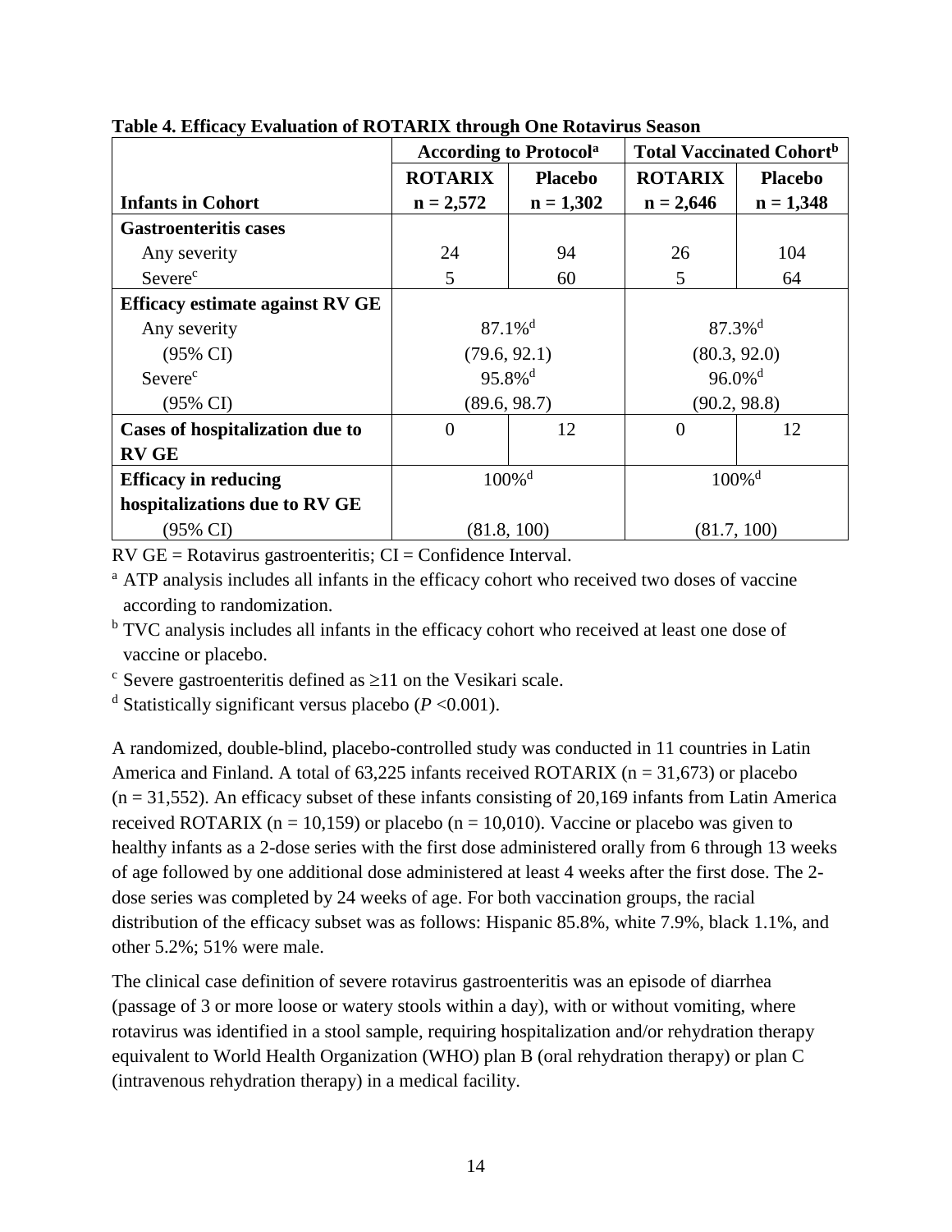**Table 4. Efficacy Evaluation of ROTARIX through One Rotavirus Season**

| | According to Protocol[a] | | Total Vaccinated Cohort[b] | |
|---|---|---|---|---|
| **Infants in Cohort** | **ROTARIX n = 2,572** | **Placebo n = 1,302** | **ROTARIX n = 2,646** | **Placebo n = 1,348** |
| **Gastroenteritis cases** | | | | |
| Any severity | 24 | 94 | 26 | 104 |
| Severe[c] | 5 | 60 | 5 | 64 |
| **Efficacy estimate against RV GE** | | | | |
| Any severity | 87.1%[d] | | 87.3%[d] | |
| (95% CI) | (79.6, 92.1) | | (80.3, 92.0) | |
| Severe[c] | 95.8%[d] | | 96.0%[d] | |
| (95% CI) | (89.6, 98.7) | | (90.2, 98.8) | |
| **Cases of hospitalization due to RV GE** | 0 | 12 | 0 | 12 |
| **Efficacy in reducing hospitalizations due to RV GE** | 100%[d] | | 100%[d] | |
| (95% CI) | (81.8, 100) | | (81.7, 100) | |

RV GE = Rotavirus gastroenteritis; CI = Confidence Interval.

[a] ATP analysis includes all infants in the efficacy cohort who received two doses of vaccine according to randomization.

[b] TVC analysis includes all infants in the efficacy cohort who received at least one dose of vaccine or placebo.

[c] Severe gastroenteritis defined as ≥11 on the Vesikari scale.

[d] Statistically significant versus placebo (*P* <0.001).

A randomized, double-blind, placebo-controlled study was conducted in 11 countries in Latin America and Finland. A total of 63,225 infants received ROTARIX (n = 31,673) or placebo (n = 31,552). An efficacy subset of these infants consisting of 20,169 infants from Latin America received ROTARIX (n = 10,159) or placebo (n = 10,010). Vaccine or placebo was given to healthy infants as a 2-dose series with the first dose administered orally from 6 through 13 weeks of age followed by one additional dose administered at least 4 weeks after the first dose. The 2-dose series was completed by 24 weeks of age. For both vaccination groups, the racial distribution of the efficacy subset was as follows: Hispanic 85.8%, white 7.9%, black 1.1%, and other 5.2%; 51% were male.

The clinical case definition of severe rotavirus gastroenteritis was an episode of diarrhea (passage of 3 or more loose or watery stools within a day), with or without vomiting, where rotavirus was identified in a stool sample, requiring hospitalization and/or rehydration therapy equivalent to World Health Organization (WHO) plan B (oral rehydration therapy) or plan C (intravenous rehydration therapy) in a medical facility.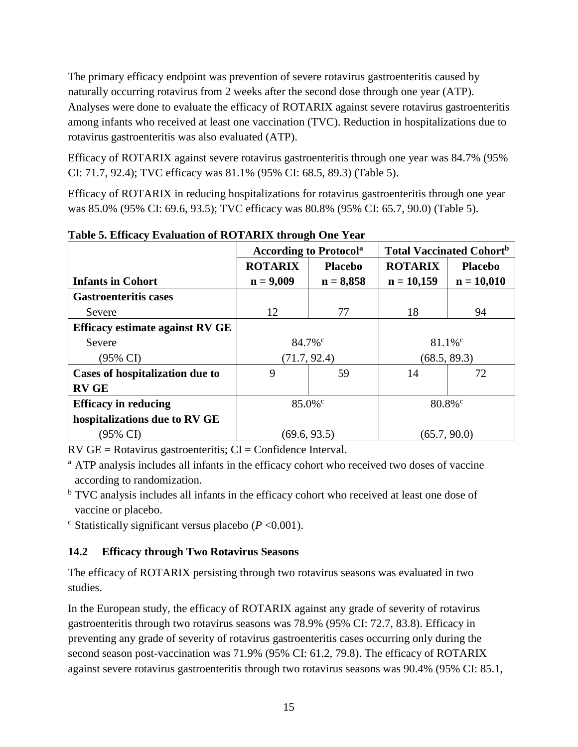The primary efficacy endpoint was prevention of severe rotavirus gastroenteritis caused by naturally occurring rotavirus from 2 weeks after the second dose through one year (ATP). Analyses were done to evaluate the efficacy of ROTARIX against severe rotavirus gastroenteritis among infants who received at least one vaccination (TVC). Reduction in hospitalizations due to rotavirus gastroenteritis was also evaluated (ATP).

Efficacy of ROTARIX against severe rotavirus gastroenteritis through one year was 84.7% (95% CI: 71.7, 92.4); TVC efficacy was 81.1% (95% CI: 68.5, 89.3) (Table 5).

Efficacy of ROTARIX in reducing hospitalizations for rotavirus gastroenteritis through one year was 85.0% (95% CI: 69.6, 93.5); TVC efficacy was 80.8% (95% CI: 65.7, 90.0) (Table 5).

**Table 5. Efficacy Evaluation of ROTARIX through One Year**

| | **According to Protocol**[a] | | **Total Vaccinated Cohort**[b] | |
|---|---|---|---|---|
| **Infants in Cohort** | **ROTARIX n = 9,009** | **Placebo n = 8,858** | **ROTARIX n = 10,159** | **Placebo n = 10,010** |
| **Gastroenteritis cases** | | | | |
| Severe | 12 | 77 | 18 | 94 |
| **Efficacy estimate against RV GE** | | | | |
| Severe | 84.7%[c] | | 81.1%[c] | |
| (95% CI) | (71.7, 92.4) | | (68.5, 89.3) | |
| **Cases of hospitalization due to RV GE** | 9 | 59 | 14 | 72 |
| **Efficacy in reducing hospitalizations due to RV GE** | 85.0%[c] | | 80.8%[c] | |
| (95% CI) | (69.6, 93.5) | | (65.7, 90.0) | |

RV GE = Rotavirus gastroenteritis; CI = Confidence Interval.

[a] ATP analysis includes all infants in the efficacy cohort who received two doses of vaccine according to randomization.

[b] TVC analysis includes all infants in the efficacy cohort who received at least one dose of vaccine or placebo.

[c] Statistically significant versus placebo ($P$ <0.001).

### 14.2 Efficacy through Two Rotavirus Seasons

The efficacy of ROTARIX persisting through two rotavirus seasons was evaluated in two studies.

In the European study, the efficacy of ROTARIX against any grade of severity of rotavirus gastroenteritis through two rotavirus seasons was 78.9% (95% CI: 72.7, 83.8). Efficacy in preventing any grade of severity of rotavirus gastroenteritis cases occurring only during the second season post-vaccination was 71.9% (95% CI: 61.2, 79.8). The efficacy of ROTARIX against severe rotavirus gastroenteritis through two rotavirus seasons was 90.4% (95% CI: 85.1,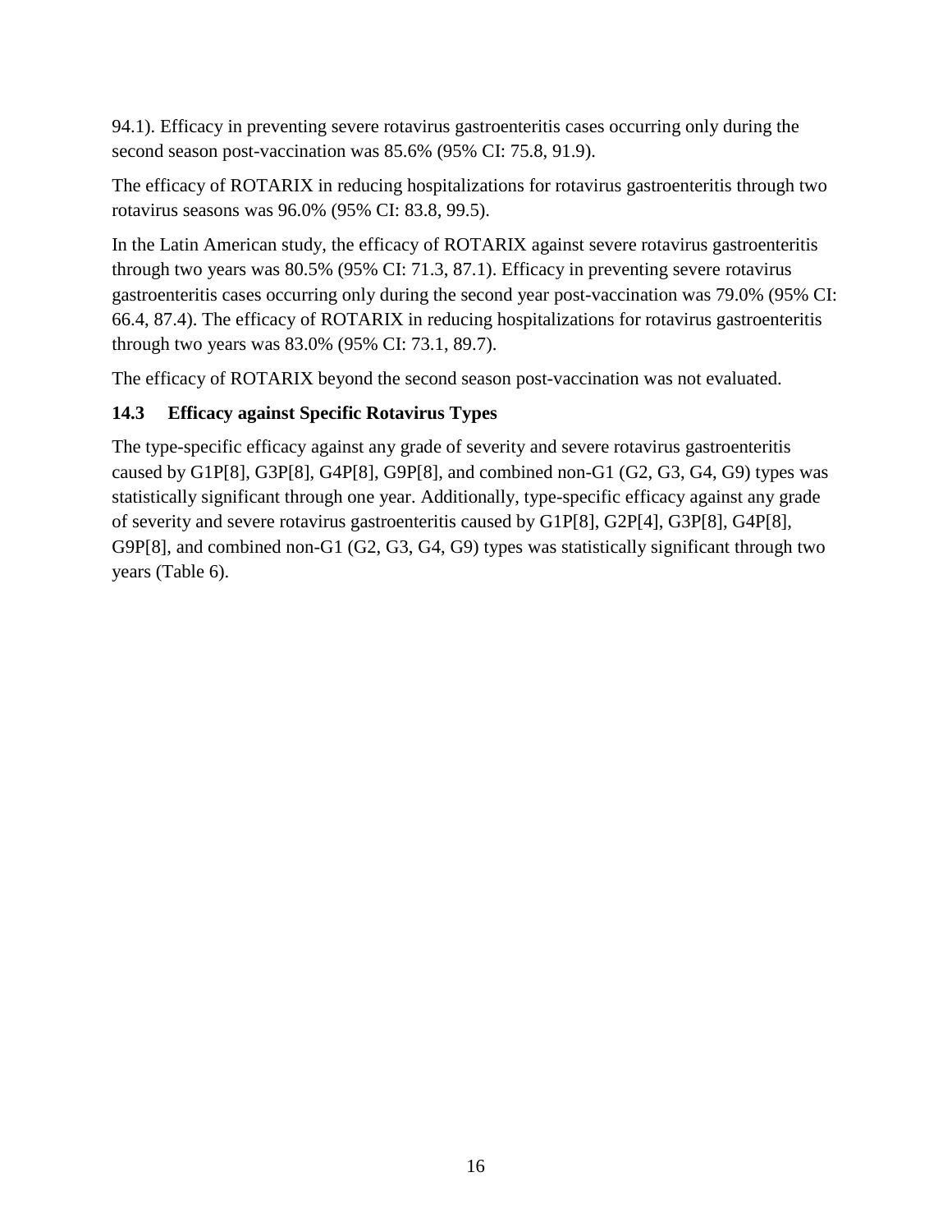94.1). Efficacy in preventing severe rotavirus gastroenteritis cases occurring only during the second season post-vaccination was 85.6% (95% CI: 75.8, 91.9).

The efficacy of ROTARIX in reducing hospitalizations for rotavirus gastroenteritis through two rotavirus seasons was 96.0% (95% CI: 83.8, 99.5).

In the Latin American study, the efficacy of ROTARIX against severe rotavirus gastroenteritis through two years was 80.5% (95% CI: 71.3, 87.1). Efficacy in preventing severe rotavirus gastroenteritis cases occurring only during the second year post-vaccination was 79.0% (95% CI: 66.4, 87.4). The efficacy of ROTARIX in reducing hospitalizations for rotavirus gastroenteritis through two years was 83.0% (95% CI: 73.1, 89.7).

The efficacy of ROTARIX beyond the second season post-vaccination was not evaluated.

### 14.3 Efficacy against Specific Rotavirus Types

The type-specific efficacy against any grade of severity and severe rotavirus gastroenteritis caused by G1P[8], G3P[8], G4P[8], G9P[8], and combined non-G1 (G2, G3, G4, G9) types was statistically significant through one year. Additionally, type-specific efficacy against any grade of severity and severe rotavirus gastroenteritis caused by G1P[8], G2P[4], G3P[8], G4P[8], G9P[8], and combined non-G1 (G2, G3, G4, G9) types was statistically significant through two years (Table 6).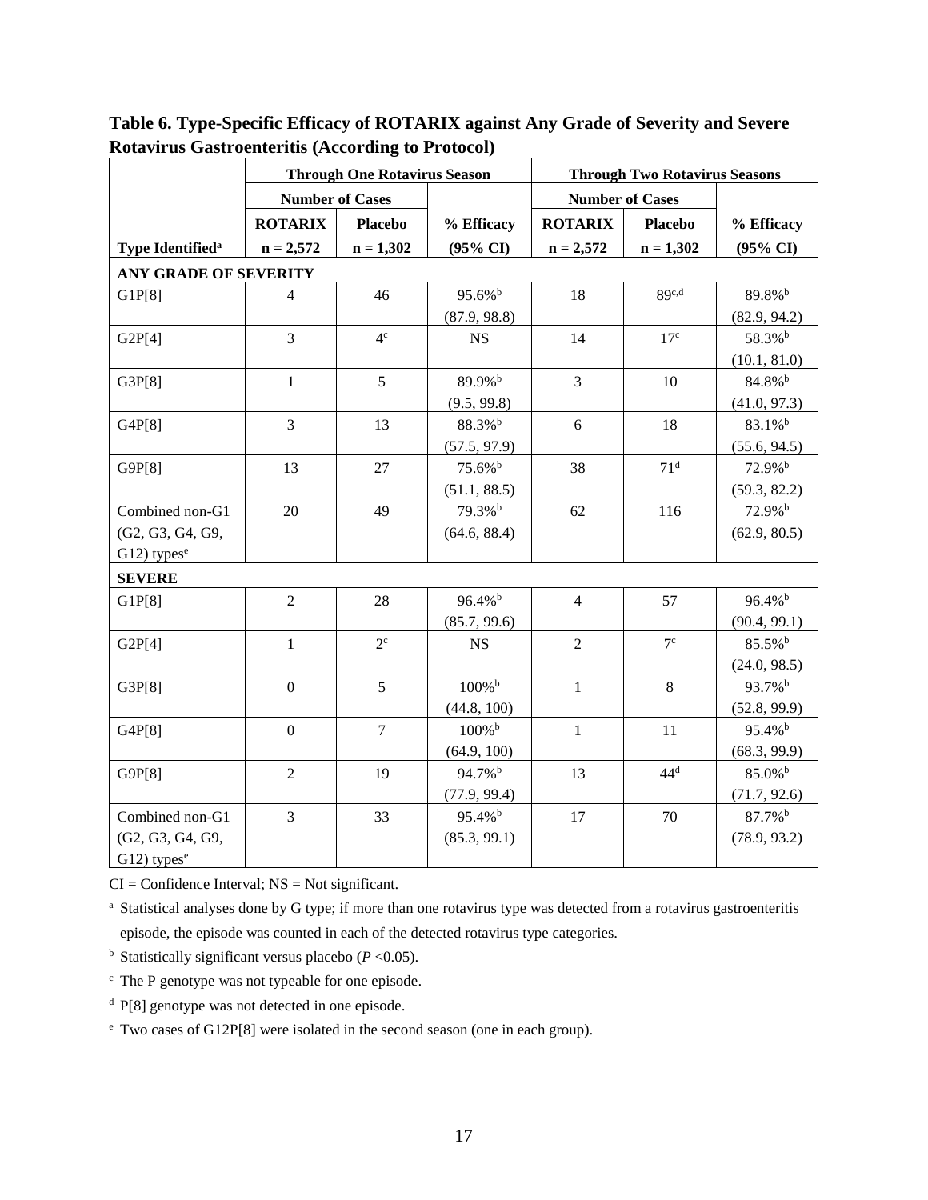**Table 6. Type-Specific Efficacy of ROTARIX against Any Grade of Severity and Severe Rotavirus Gastroenteritis (According to Protocol)**

| | Through One Rotavirus Season | | | Through Two Rotavirus Seasons | | |
|---|---|---|---|---|---|---|
| | Number of Cases | | | Number of Cases | | |
| | ROTARIX | Placebo | % Efficacy | ROTARIX | Placebo | % Efficacy |
| Type Identified[a] | n = 2,572 | n = 1,302 | (95% CI) | n = 2,572 | n = 1,302 | (95% CI) |
| **ANY GRADE OF SEVERITY** | | | | | | |
| G1P[8] | 4 | 46 | 95.6%[b] (87.9, 98.8) | 18 | 89[c,d] | 89.8%[b] (82.9, 94.2) |
| G2P[4] | 3 | 4[c] | NS | 14 | 17[c] | 58.3%[b] (10.1, 81.0) |
| G3P[8] | 1 | 5 | 89.9%[b] (9.5, 99.8) | 3 | 10 | 84.8%[b] (41.0, 97.3) |
| G4P[8] | 3 | 13 | 88.3%[b] (57.5, 97.9) | 6 | 18 | 83.1%[b] (55.6, 94.5) |
| G9P[8] | 13 | 27 | 75.6%[b] (51.1, 88.5) | 38 | 71[d] | 72.9%[b] (59.3, 82.2) |
| Combined non-G1 (G2, G3, G4, G9, G12) types[e] | 20 | 49 | 79.3%[b] (64.6, 88.4) | 62 | 116 | 72.9%[b] (62.9, 80.5) |
| **SEVERE** | | | | | | |
| G1P[8] | 2 | 28 | 96.4%[b] (85.7, 99.6) | 4 | 57 | 96.4%[b] (90.4, 99.1) |
| G2P[4] | 1 | 2[c] | NS | 2 | 7[c] | 85.5%[b] (24.0, 98.5) |
| G3P[8] | 0 | 5 | 100%[b] (44.8, 100) | 1 | 8 | 93.7%[b] (52.8, 99.9) |
| G4P[8] | 0 | 7 | 100%[b] (64.9, 100) | 1 | 11 | 95.4%[b] (68.3, 99.9) |
| G9P[8] | 2 | 19 | 94.7%[b] (77.9, 99.4) | 13 | 44[d] | 85.0%[b] (71.7, 92.6) |
| Combined non-G1 (G2, G3, G4, G9, G12) types[e] | 3 | 33 | 95.4%[b] (85.3, 99.1) | 17 | 70 | 87.7%[b] (78.9, 93.2) |

CI = Confidence Interval; NS = Not significant.

[a] Statistical analyses done by G type; if more than one rotavirus type was detected from a rotavirus gastroenteritis episode, the episode was counted in each of the detected rotavirus type categories.

[b] Statistically significant versus placebo ($P$ <0.05).

[c] The P genotype was not typeable for one episode.

[d] P[8] genotype was not detected in one episode.

[e] Two cases of G12P[8] were isolated in the second season (one in each group).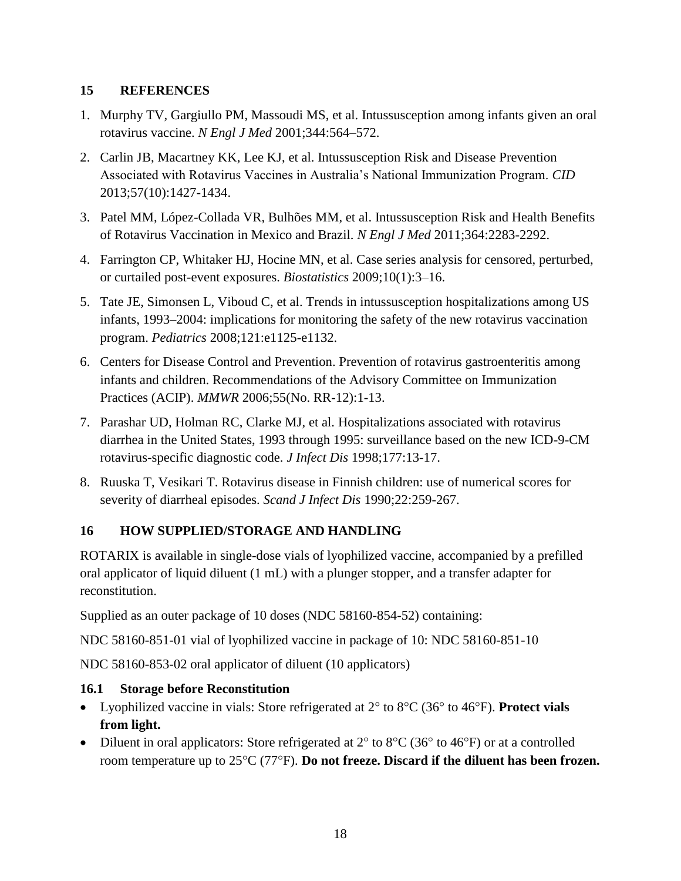## 15 REFERENCES

1. Murphy TV, Gargiullo PM, Massoudi MS, et al. Intussusception among infants given an oral rotavirus vaccine. *N Engl J Med* 2001;344:564–572.
2. Carlin JB, Macartney KK, Lee KJ, et al. Intussusception Risk and Disease Prevention Associated with Rotavirus Vaccines in Australia's National Immunization Program. *CID* 2013;57(10):1427-1434.
3. Patel MM, López-Collada VR, Bulhões MM, et al. Intussusception Risk and Health Benefits of Rotavirus Vaccination in Mexico and Brazil. *N Engl J Med* 2011;364:2283-2292.
4. Farrington CP, Whitaker HJ, Hocine MN, et al. Case series analysis for censored, perturbed, or curtailed post-event exposures. *Biostatistics* 2009;10(1):3–16.
5. Tate JE, Simonsen L, Viboud C, et al. Trends in intussusception hospitalizations among US infants, 1993–2004: implications for monitoring the safety of the new rotavirus vaccination program. *Pediatrics* 2008;121:e1125-e1132.
6. Centers for Disease Control and Prevention. Prevention of rotavirus gastroenteritis among infants and children. Recommendations of the Advisory Committee on Immunization Practices (ACIP). *MMWR* 2006;55(No. RR-12):1-13.
7. Parashar UD, Holman RC, Clarke MJ, et al. Hospitalizations associated with rotavirus diarrhea in the United States, 1993 through 1995: surveillance based on the new ICD-9-CM rotavirus-specific diagnostic code. *J Infect Dis* 1998;177:13-17.
8. Ruuska T, Vesikari T. Rotavirus disease in Finnish children: use of numerical scores for severity of diarrheal episodes. *Scand J Infect Dis* 1990;22:259-267.

## 16 HOW SUPPLIED/STORAGE AND HANDLING

ROTARIX is available in single-dose vials of lyophilized vaccine, accompanied by a prefilled oral applicator of liquid diluent (1 mL) with a plunger stopper, and a transfer adapter for reconstitution.

Supplied as an outer package of 10 doses (NDC 58160-854-52) containing:

NDC 58160-851-01 vial of lyophilized vaccine in package of 10: NDC 58160-851-10

NDC 58160-853-02 oral applicator of diluent (10 applicators)

### 16.1 Storage before Reconstitution

- Lyophilized vaccine in vials: Store refrigerated at 2° to 8°C (36° to 46°F). **Protect vials from light.**
- Diluent in oral applicators: Store refrigerated at 2° to 8°C (36° to 46°F) or at a controlled room temperature up to 25°C (77°F). **Do not freeze. Discard if the diluent has been frozen.**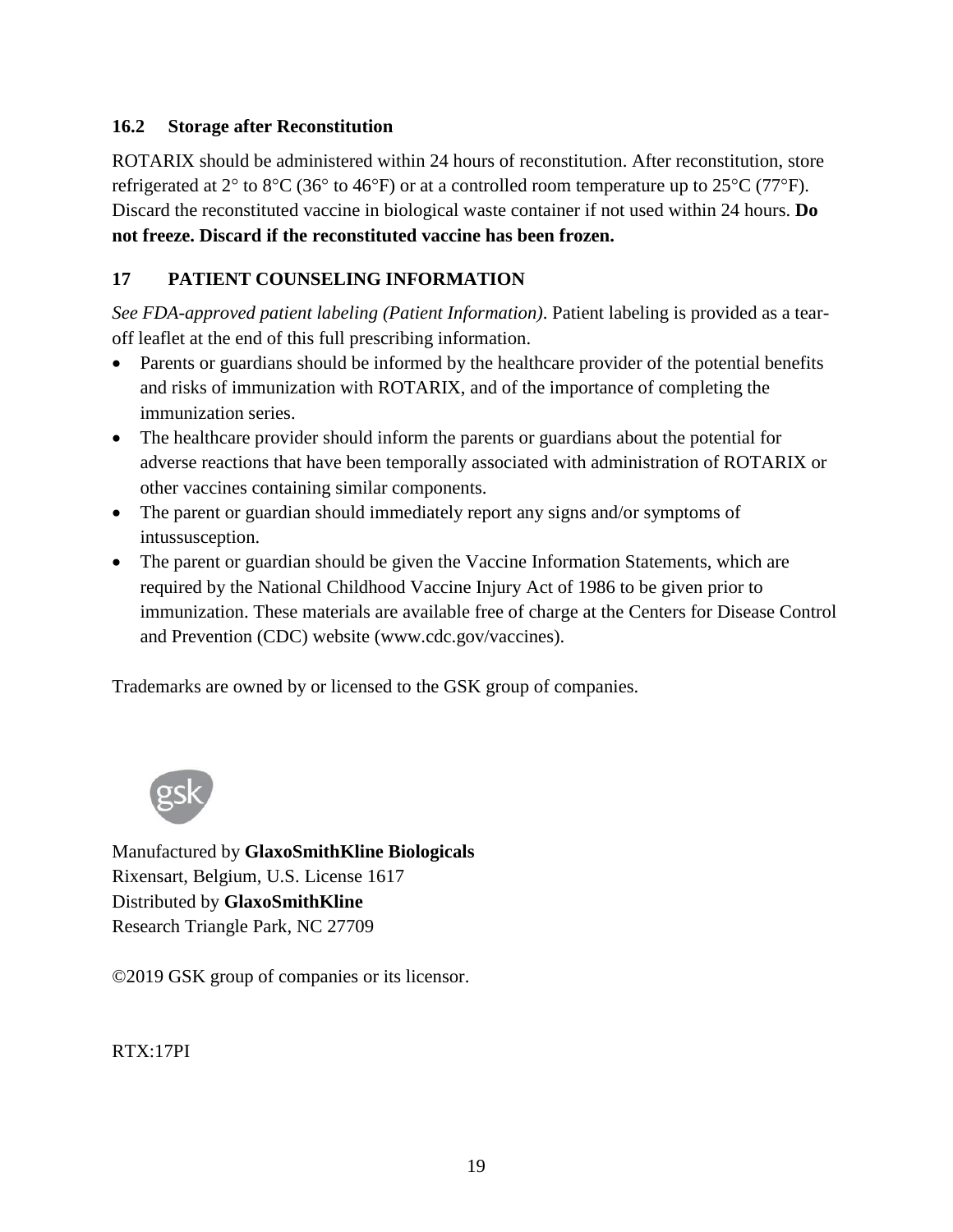### 16.2 Storage after Reconstitution

ROTARIX should be administered within 24 hours of reconstitution. After reconstitution, store refrigerated at 2° to 8°C (36° to 46°F) or at a controlled room temperature up to 25°C (77°F). Discard the reconstituted vaccine in biological waste container if not used within 24 hours. **Do not freeze. Discard if the reconstituted vaccine has been frozen.**

## 17 PATIENT COUNSELING INFORMATION

*See FDA-approved patient labeling (Patient Information)*. Patient labeling is provided as a tear-off leaflet at the end of this full prescribing information.

- Parents or guardians should be informed by the healthcare provider of the potential benefits and risks of immunization with ROTARIX, and of the importance of completing the immunization series.
- The healthcare provider should inform the parents or guardians about the potential for adverse reactions that have been temporally associated with administration of ROTARIX or other vaccines containing similar components.
- The parent or guardian should immediately report any signs and/or symptoms of intussusception.
- The parent or guardian should be given the Vaccine Information Statements, which are required by the National Childhood Vaccine Injury Act of 1986 to be given prior to immunization. These materials are available free of charge at the Centers for Disease Control and Prevention (CDC) website (www.cdc.gov/vaccines).

Trademarks are owned by or licensed to the GSK group of companies.

gsk

Manufactured by **GlaxoSmithKline Biologicals**
Rixensart, Belgium, U.S. License 1617
Distributed by **GlaxoSmithKline**
Research Triangle Park, NC 27709

©2019 GSK group of companies or its licensor.

RTX:17PI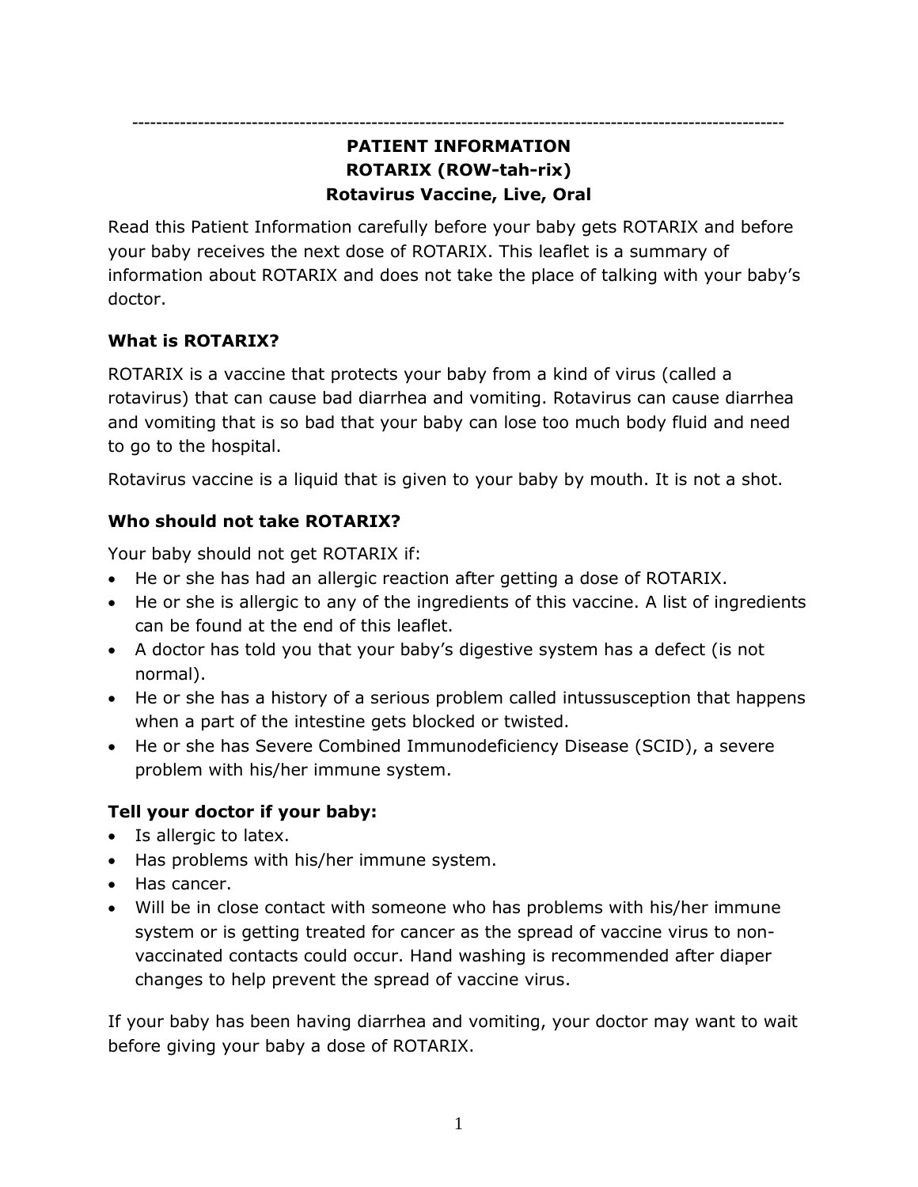---

**PATIENT INFORMATION**
**ROTARIX (ROW-tah-rix)**
**Rotavirus Vaccine, Live, Oral**

Read this Patient Information carefully before your baby gets ROTARIX and before your baby receives the next dose of ROTARIX. This leaflet is a summary of information about ROTARIX and does not take the place of talking with your baby's doctor.

**What is ROTARIX?**

ROTARIX is a vaccine that protects your baby from a kind of virus (called a rotavirus) that can cause bad diarrhea and vomiting. Rotavirus can cause diarrhea and vomiting that is so bad that your baby can lose too much body fluid and need to go to the hospital.

Rotavirus vaccine is a liquid that is given to your baby by mouth. It is not a shot.

**Who should not take ROTARIX?**

Your baby should not get ROTARIX if:

- He or she has had an allergic reaction after getting a dose of ROTARIX.
- He or she is allergic to any of the ingredients of this vaccine. A list of ingredients can be found at the end of this leaflet.
- A doctor has told you that your baby's digestive system has a defect (is not normal).
- He or she has a history of a serious problem called intussusception that happens when a part of the intestine gets blocked or twisted.
- He or she has Severe Combined Immunodeficiency Disease (SCID), a severe problem with his/her immune system.

**Tell your doctor if your baby:**

- Is allergic to latex.
- Has problems with his/her immune system.
- Has cancer.
- Will be in close contact with someone who has problems with his/her immune system or is getting treated for cancer as the spread of vaccine virus to non-vaccinated contacts could occur. Hand washing is recommended after diaper changes to help prevent the spread of vaccine virus.

If your baby has been having diarrhea and vomiting, your doctor may want to wait before giving your baby a dose of ROTARIX.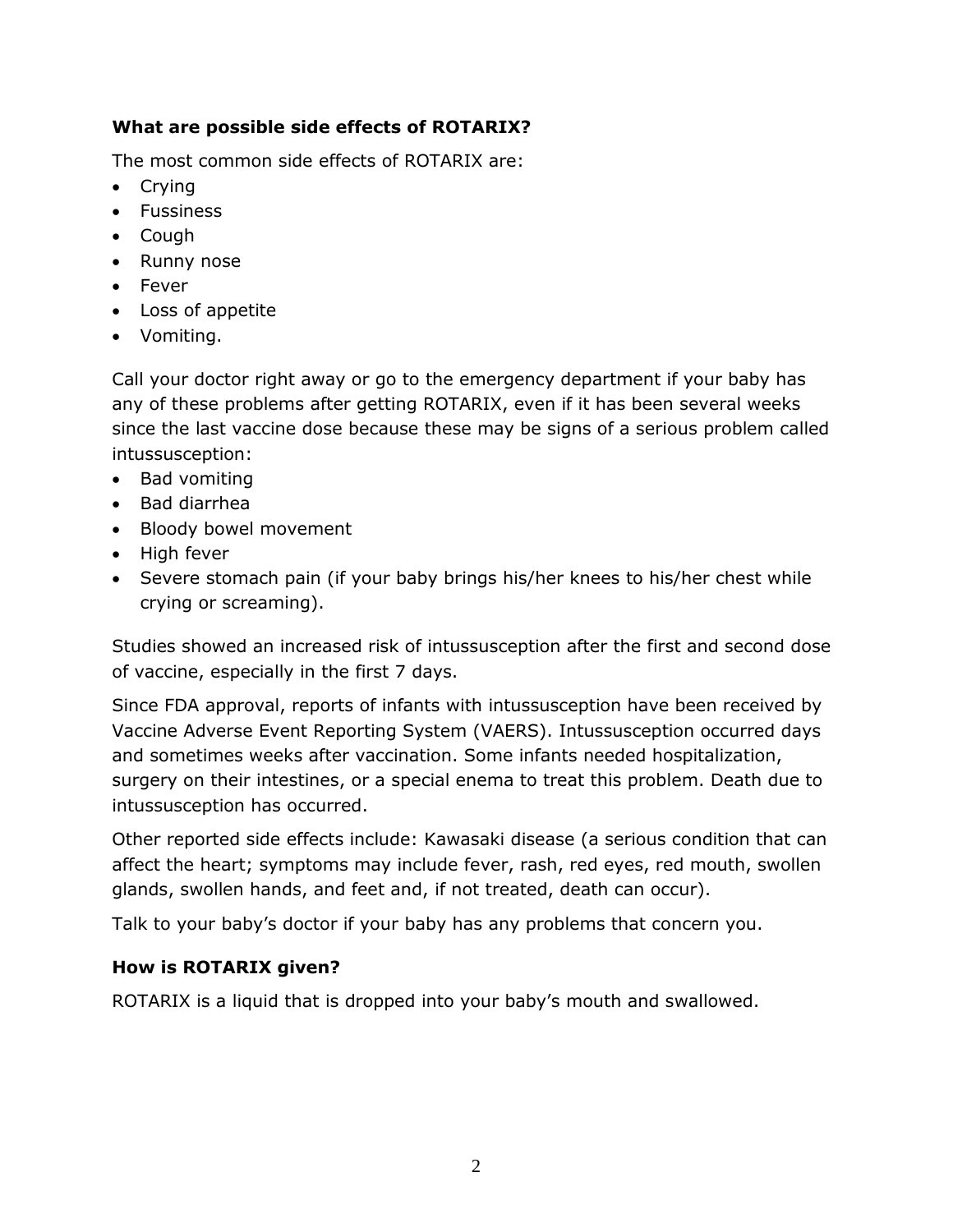**What are possible side effects of ROTARIX?**

The most common side effects of ROTARIX are:

- Crying
- Fussiness
- Cough
- Runny nose
- Fever
- Loss of appetite
- Vomiting.

Call your doctor right away or go to the emergency department if your baby has any of these problems after getting ROTARIX, even if it has been several weeks since the last vaccine dose because these may be signs of a serious problem called intussusception:

- Bad vomiting
- Bad diarrhea
- Bloody bowel movement
- High fever
- Severe stomach pain (if your baby brings his/her knees to his/her chest while crying or screaming).

Studies showed an increased risk of intussusception after the first and second dose of vaccine, especially in the first 7 days.

Since FDA approval, reports of infants with intussusception have been received by Vaccine Adverse Event Reporting System (VAERS). Intussusception occurred days and sometimes weeks after vaccination. Some infants needed hospitalization, surgery on their intestines, or a special enema to treat this problem. Death due to intussusception has occurred.

Other reported side effects include: Kawasaki disease (a serious condition that can affect the heart; symptoms may include fever, rash, red eyes, red mouth, swollen glands, swollen hands, and feet and, if not treated, death can occur).

Talk to your baby's doctor if your baby has any problems that concern you.

**How is ROTARIX given?**

ROTARIX is a liquid that is dropped into your baby's mouth and swallowed.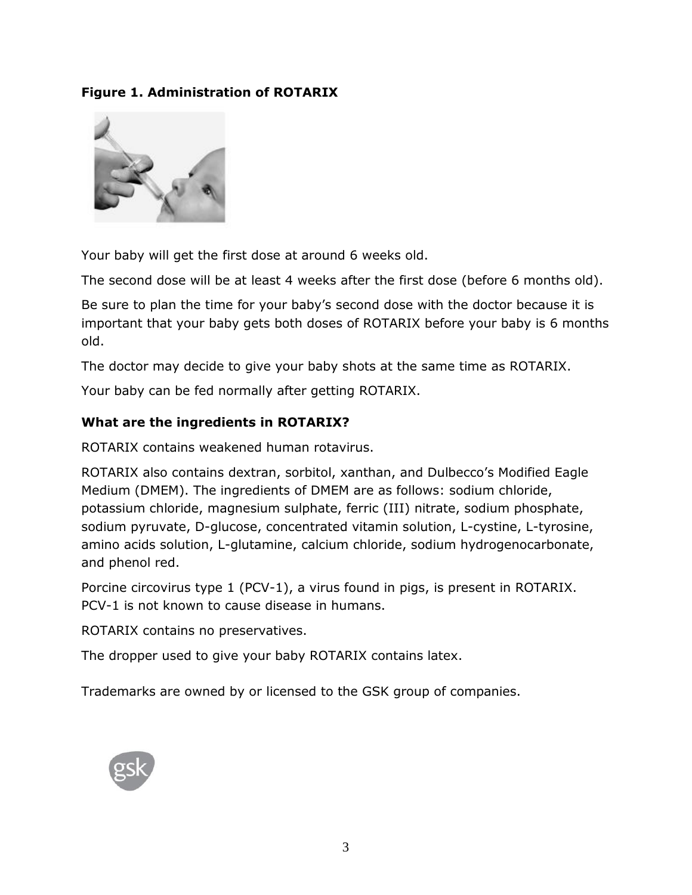**Figure 1. Administration of ROTARIX**

Your baby will get the first dose at around 6 weeks old.

The second dose will be at least 4 weeks after the first dose (before 6 months old).

Be sure to plan the time for your baby's second dose with the doctor because it is important that your baby gets both doses of ROTARIX before your baby is 6 months old.

The doctor may decide to give your baby shots at the same time as ROTARIX.

Your baby can be fed normally after getting ROTARIX.

**What are the ingredients in ROTARIX?**

ROTARIX contains weakened human rotavirus.

ROTARIX also contains dextran, sorbitol, xanthan, and Dulbecco's Modified Eagle Medium (DMEM). The ingredients of DMEM are as follows: sodium chloride, potassium chloride, magnesium sulphate, ferric (III) nitrate, sodium phosphate, sodium pyruvate, D-glucose, concentrated vitamin solution, L-cystine, L-tyrosine, amino acids solution, L-glutamine, calcium chloride, sodium hydrogenocarbonate, and phenol red.

Porcine circovirus type 1 (PCV-1), a virus found in pigs, is present in ROTARIX. PCV-1 is not known to cause disease in humans.

ROTARIX contains no preservatives.

The dropper used to give your baby ROTARIX contains latex.

Trademarks are owned by or licensed to the GSK group of companies.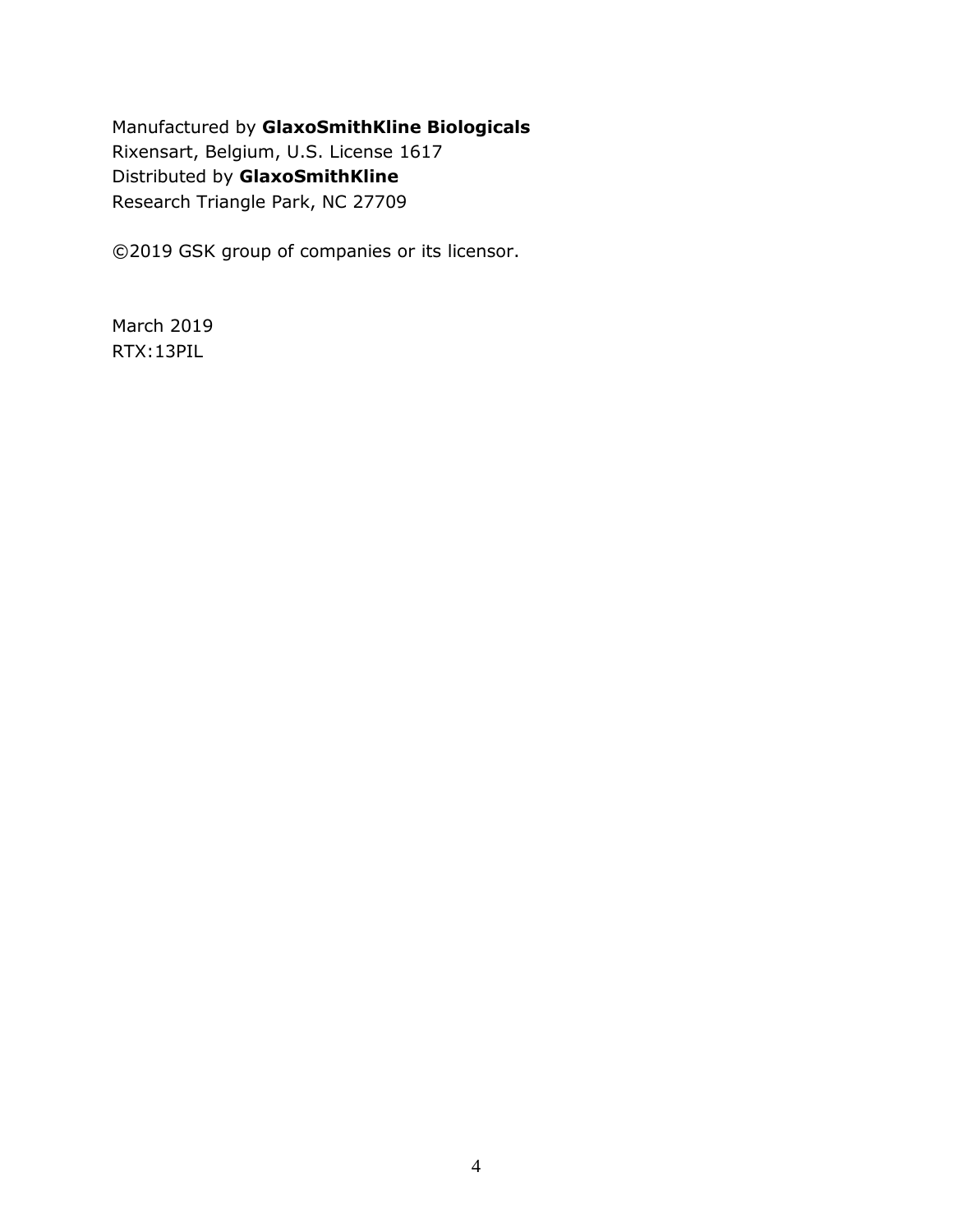Manufactured by **GlaxoSmithKline Biologicals**
Rixensart, Belgium, U.S. License 1617
Distributed by **GlaxoSmithKline**
Research Triangle Park, NC 27709

©2019 GSK group of companies or its licensor.

March 2019
RTX:13PIL